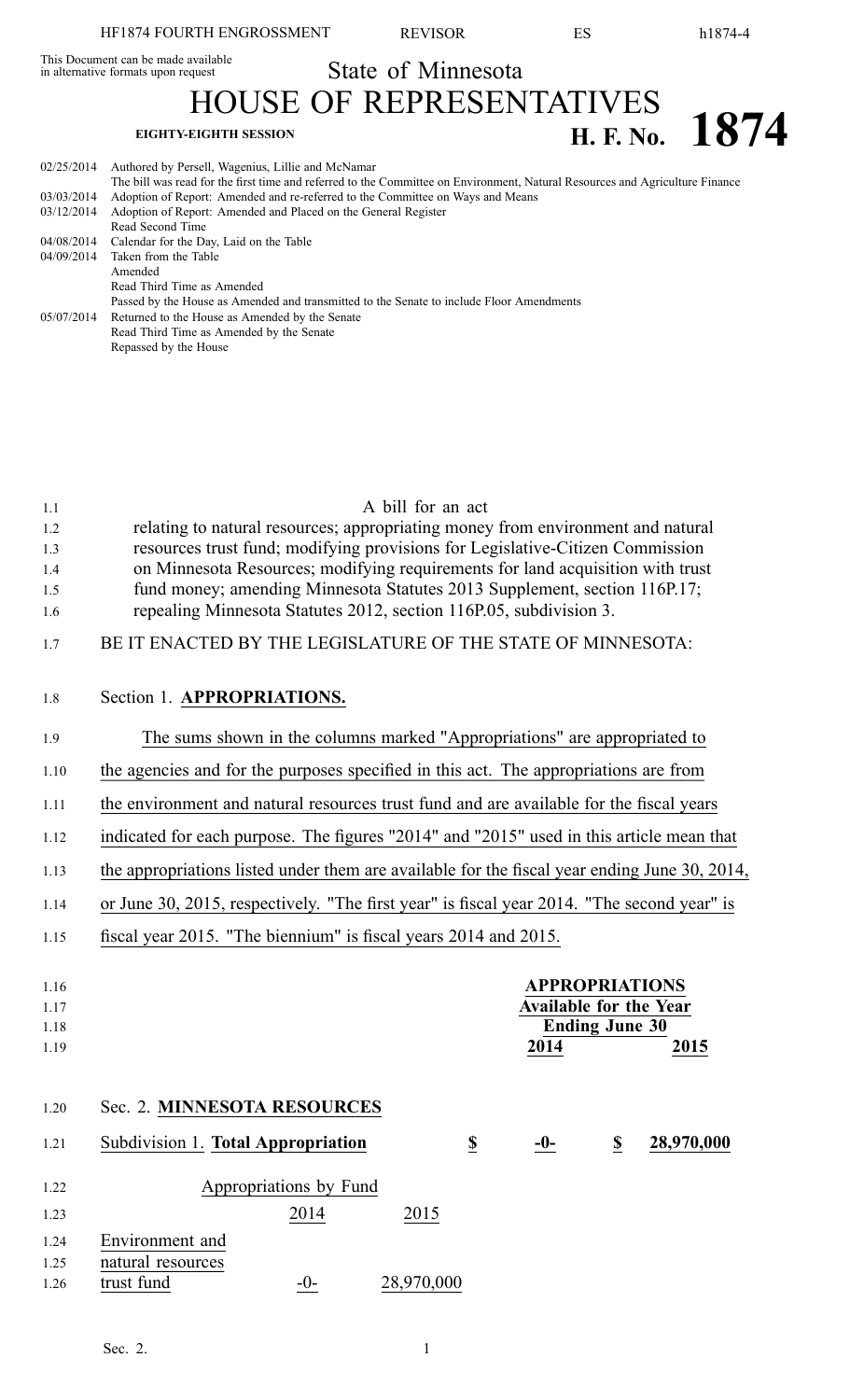This Document can be made available in alternative formats upon request

State of Minnesota

# HOUSE OF REPRESENTATIVES

**EIGHTY-EIGHTH SESSION** **H. F. No. 1874**

| | |
|---|---|
| 02/25/2014 | Authored by Persell, Wagenius, Lillie and McNamar |
| | The bill was read for the first time and referred to the Committee on Environment, Natural Resources and Agriculture Finance |
| 03/03/2014 | Adoption of Report: Amended and re-referred to the Committee on Ways and Means |
| 03/12/2014 | Adoption of Report: Amended and Placed on the General Register |
| | Read Second Time |
| 04/08/2014 | Calendar for the Day, Laid on the Table |
| 04/09/2014 | Taken from the Table |
| | Amended |
| | Read Third Time as Amended |
| | Passed by the House as Amended and transmitted to the Senate to include Floor Amendments |
| 05/07/2014 | Returned to the House as Amended by the Senate |
| | Read Third Time as Amended by the Senate |
| | Repassed by the House |

A bill for an act

relating to natural resources; appropriating money from environment and natural resources trust fund; modifying provisions for Legislative-Citizen Commission on Minnesota Resources; modifying requirements for land acquisition with trust fund money; amending Minnesota Statutes 2013 Supplement, section 116P.17; repealing Minnesota Statutes 2012, section 116P.05, subdivision 3.

BE IT ENACTED BY THE LEGISLATURE OF THE STATE OF MINNESOTA:

Section 1. **APPROPRIATIONS.**

The sums shown in the columns marked "Appropriations" are appropriated to the agencies and for the purposes specified in this act. The appropriations are from the environment and natural resources trust fund and are available for the fiscal years indicated for each purpose. The figures "2014" and "2015" used in this article mean that the appropriations listed under them are available for the fiscal year ending June 30, 2014, or June 30, 2015, respectively. "The first year" is fiscal year 2014. "The second year" is fiscal year 2015. "The biennium" is fiscal years 2014 and 2015.

| | APPROPRIATIONS | |
|---|---|---|
| | Available for the Year Ending June 30 | |
| | 2014 | 2015 |

Sec. 2. **MINNESOTA RESOURCES**

| | | |
|---|---|---|
| Subdivision 1. **Total Appropriation** | $ -0- | $ 28,970,000 |

| Appropriations by Fund | 2014 | 2015 |
|---|---|---|
| Environment and natural resources trust fund | -0- | 28,970,000 |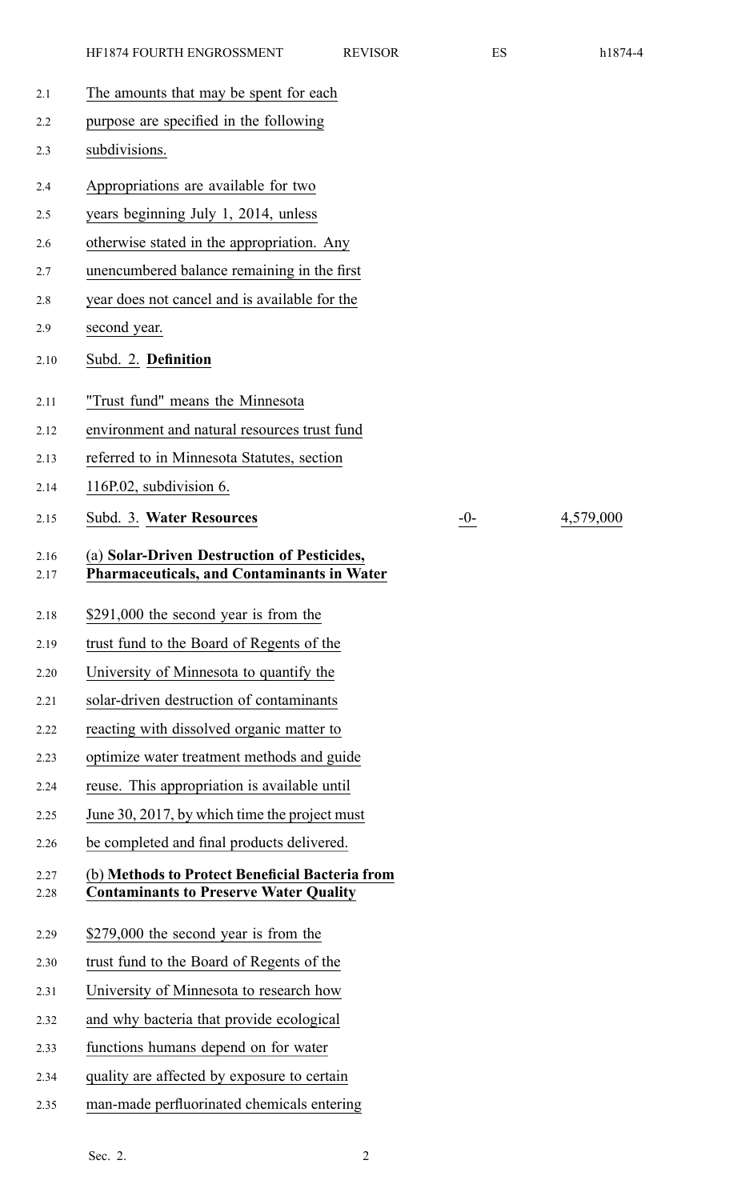The amounts that may be spent for each purpose are specified in the following subdivisions.

Appropriations are available for two years beginning July 1, 2014, unless otherwise stated in the appropriation. Any unencumbered balance remaining in the first year does not cancel and is available for the second year.

Subd. 2. **Definition**

"Trust fund" means the Minnesota environment and natural resources trust fund referred to in Minnesota Statutes, section 116P.02, subdivision 6.

| Subd. 3. **Water Resources** | -0- | 4,579,000 |
|---|---|---|

(a) **Solar-Driven Destruction of Pesticides, Pharmaceuticals, and Contaminants in Water**

$291,000 the second year is from the trust fund to the Board of Regents of the University of Minnesota to quantify the solar-driven destruction of contaminants reacting with dissolved organic matter to optimize water treatment methods and guide reuse. This appropriation is available until June 30, 2017, by which time the project must be completed and final products delivered.

(b) **Methods to Protect Beneficial Bacteria from Contaminants to Preserve Water Quality**

$279,000 the second year is from the trust fund to the Board of Regents of the University of Minnesota to research how and why bacteria that provide ecological functions humans depend on for water quality are affected by exposure to certain man-made perfluorinated chemicals entering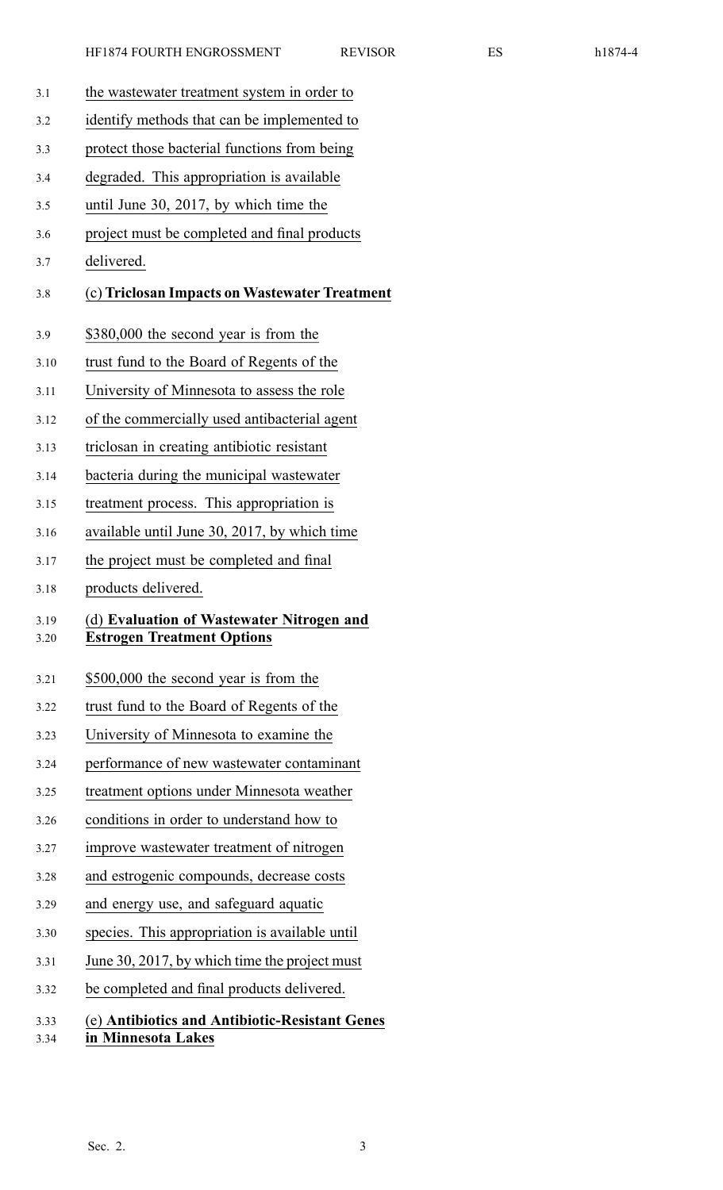the wastewater treatment system in order to identify methods that can be implemented to protect those bacterial functions from being degraded. This appropriation is available until June 30, 2017, by which time the project must be completed and final products delivered.

(c) **Triclosan Impacts on Wastewater Treatment**

\$380,000 the second year is from the trust fund to the Board of Regents of the University of Minnesota to assess the role of the commercially used antibacterial agent triclosan in creating antibiotic resistant bacteria during the municipal wastewater treatment process. This appropriation is available until June 30, 2017, by which time the project must be completed and final products delivered.

(d) **Evaluation of Wastewater Nitrogen and Estrogen Treatment Options**

\$500,000 the second year is from the trust fund to the Board of Regents of the University of Minnesota to examine the performance of new wastewater contaminant treatment options under Minnesota weather conditions in order to understand how to improve wastewater treatment of nitrogen and estrogenic compounds, decrease costs and energy use, and safeguard aquatic species. This appropriation is available until June 30, 2017, by which time the project must be completed and final products delivered.

(e) **Antibiotics and Antibiotic-Resistant Genes in Minnesota Lakes**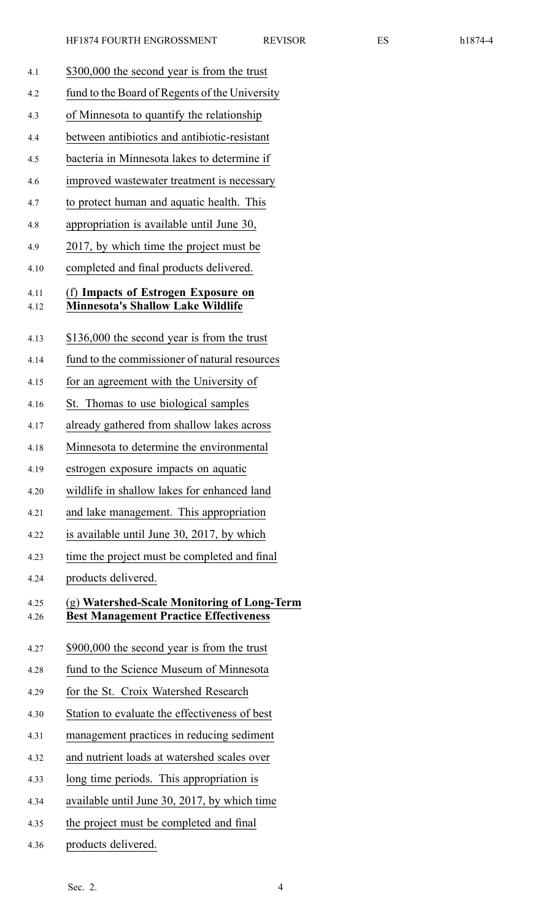$300,000 the second year is from the trust fund to the Board of Regents of the University of Minnesota to quantify the relationship between antibiotics and antibiotic-resistant bacteria in Minnesota lakes to determine if improved wastewater treatment is necessary to protect human and aquatic health. This appropriation is available until June 30, 2017, by which time the project must be completed and final products delivered.

(f) **Impacts of Estrogen Exposure on Minnesota's Shallow Lake Wildlife**

$136,000 the second year is from the trust fund to the commissioner of natural resources for an agreement with the University of St. Thomas to use biological samples already gathered from shallow lakes across Minnesota to determine the environmental estrogen exposure impacts on aquatic wildlife in shallow lakes for enhanced land and lake management. This appropriation is available until June 30, 2017, by which time the project must be completed and final products delivered.

(g) **Watershed-Scale Monitoring of Long-Term Best Management Practice Effectiveness**

$900,000 the second year is from the trust fund to the Science Museum of Minnesota for the St. Croix Watershed Research Station to evaluate the effectiveness of best management practices in reducing sediment and nutrient loads at watershed scales over long time periods. This appropriation is available until June 30, 2017, by which time the project must be completed and final products delivered.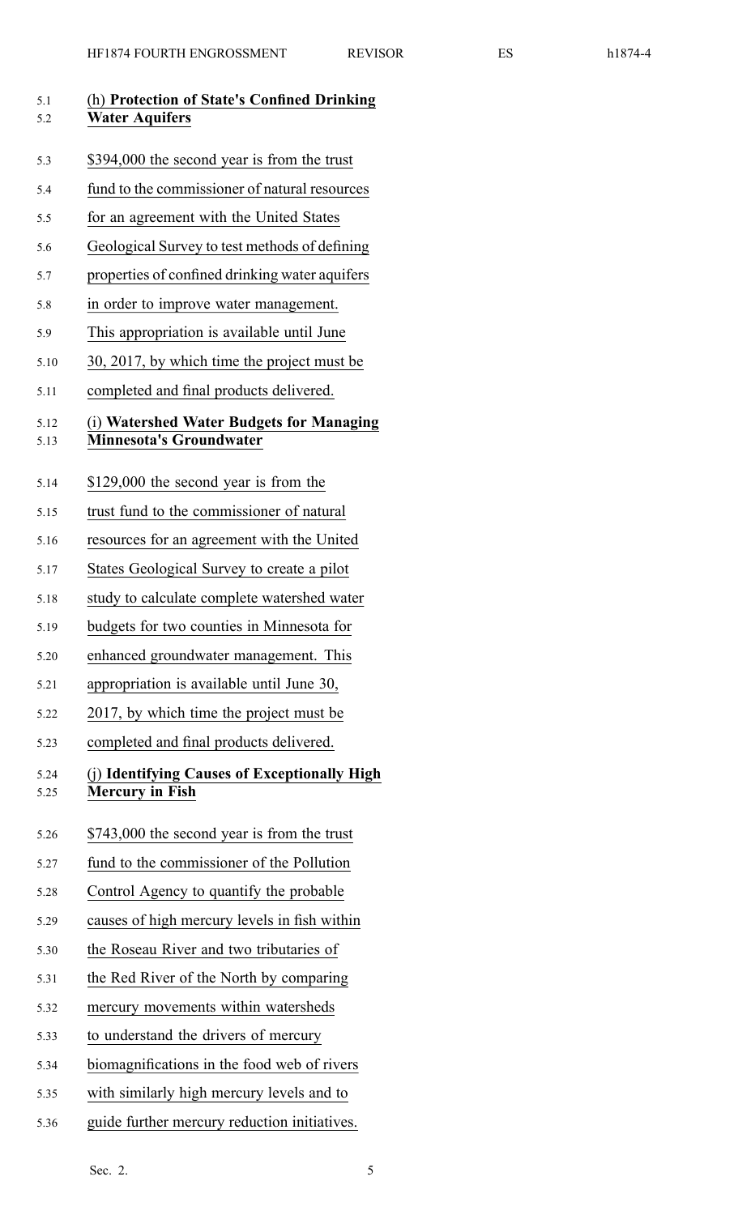(h) **Protection of State's Confined Drinking Water Aquifers**

$394,000 the second year is from the trust fund to the commissioner of natural resources for an agreement with the United States Geological Survey to test methods of defining properties of confined drinking water aquifers in order to improve water management. This appropriation is available until June 30, 2017, by which time the project must be completed and final products delivered.

(i) **Watershed Water Budgets for Managing Minnesota's Groundwater**

$129,000 the second year is from the trust fund to the commissioner of natural resources for an agreement with the United States Geological Survey to create a pilot study to calculate complete watershed water budgets for two counties in Minnesota for enhanced groundwater management. This appropriation is available until June 30, 2017, by which time the project must be completed and final products delivered.

(j) **Identifying Causes of Exceptionally High Mercury in Fish**

$743,000 the second year is from the trust fund to the commissioner of the Pollution Control Agency to quantify the probable causes of high mercury levels in fish within the Roseau River and two tributaries of the Red River of the North by comparing mercury movements within watersheds to understand the drivers of mercury biomagnifications in the food web of rivers with similarly high mercury levels and to guide further mercury reduction initiatives.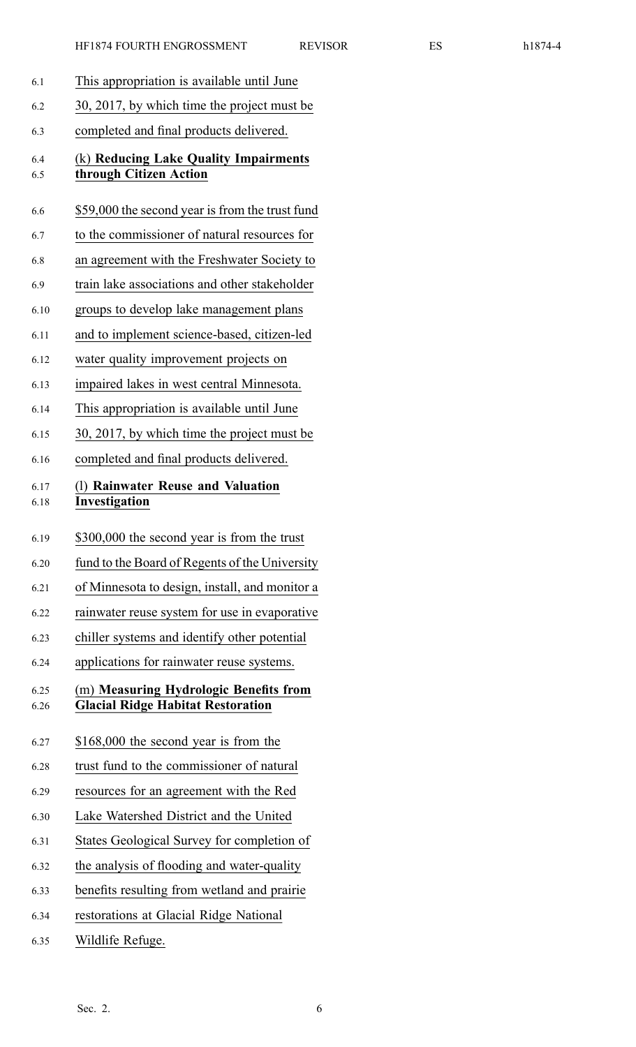This appropriation is available until June 30, 2017, by which time the project must be completed and final products delivered.

(k) **Reducing Lake Quality Impairments through Citizen Action**

$59,000 the second year is from the trust fund to the commissioner of natural resources for an agreement with the Freshwater Society to train lake associations and other stakeholder groups to develop lake management plans and to implement science-based, citizen-led water quality improvement projects on impaired lakes in west central Minnesota. This appropriation is available until June 30, 2017, by which time the project must be completed and final products delivered.

(l) **Rainwater Reuse and Valuation Investigation**

$300,000 the second year is from the trust fund to the Board of Regents of the University of Minnesota to design, install, and monitor a rainwater reuse system for use in evaporative chiller systems and identify other potential applications for rainwater reuse systems.

(m) **Measuring Hydrologic Benefits from Glacial Ridge Habitat Restoration**

$168,000 the second year is from the trust fund to the commissioner of natural resources for an agreement with the Red Lake Watershed District and the United States Geological Survey for completion of the analysis of flooding and water-quality benefits resulting from wetland and prairie restorations at Glacial Ridge National Wildlife Refuge.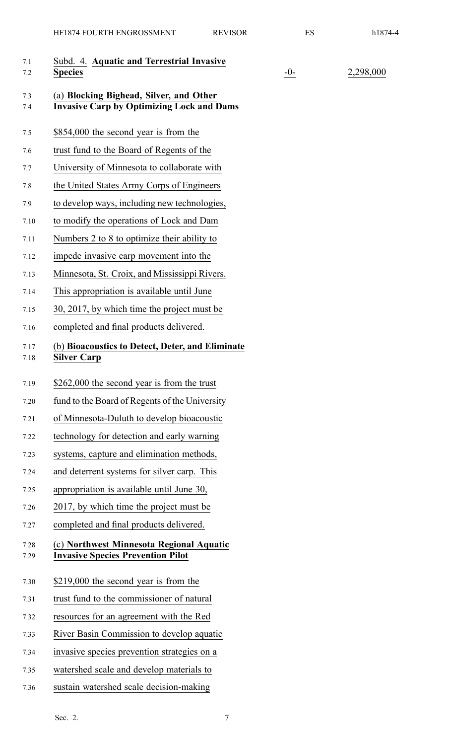Subd. 4. **Aquatic and Terrestrial Invasive Species** -0- 2,298,000

(a) **Blocking Bighead, Silver, and Other Invasive Carp by Optimizing Lock and Dams**

$854,000 the second year is from the trust fund to the Board of Regents of the University of Minnesota to collaborate with the United States Army Corps of Engineers to develop ways, including new technologies, to modify the operations of Lock and Dam Numbers 2 to 8 to optimize their ability to impede invasive carp movement into the Minnesota, St. Croix, and Mississippi Rivers. This appropriation is available until June 30, 2017, by which time the project must be completed and final products delivered.

(b) **Bioacoustics to Detect, Deter, and Eliminate Silver Carp**

$262,000 the second year is from the trust fund to the Board of Regents of the University of Minnesota-Duluth to develop bioacoustic technology for detection and early warning systems, capture and elimination methods, and deterrent systems for silver carp. This appropriation is available until June 30, 2017, by which time the project must be completed and final products delivered.

(c) **Northwest Minnesota Regional Aquatic Invasive Species Prevention Pilot**

$219,000 the second year is from the trust fund to the commissioner of natural resources for an agreement with the Red River Basin Commission to develop aquatic invasive species prevention strategies on a watershed scale and develop materials to sustain watershed scale decision-making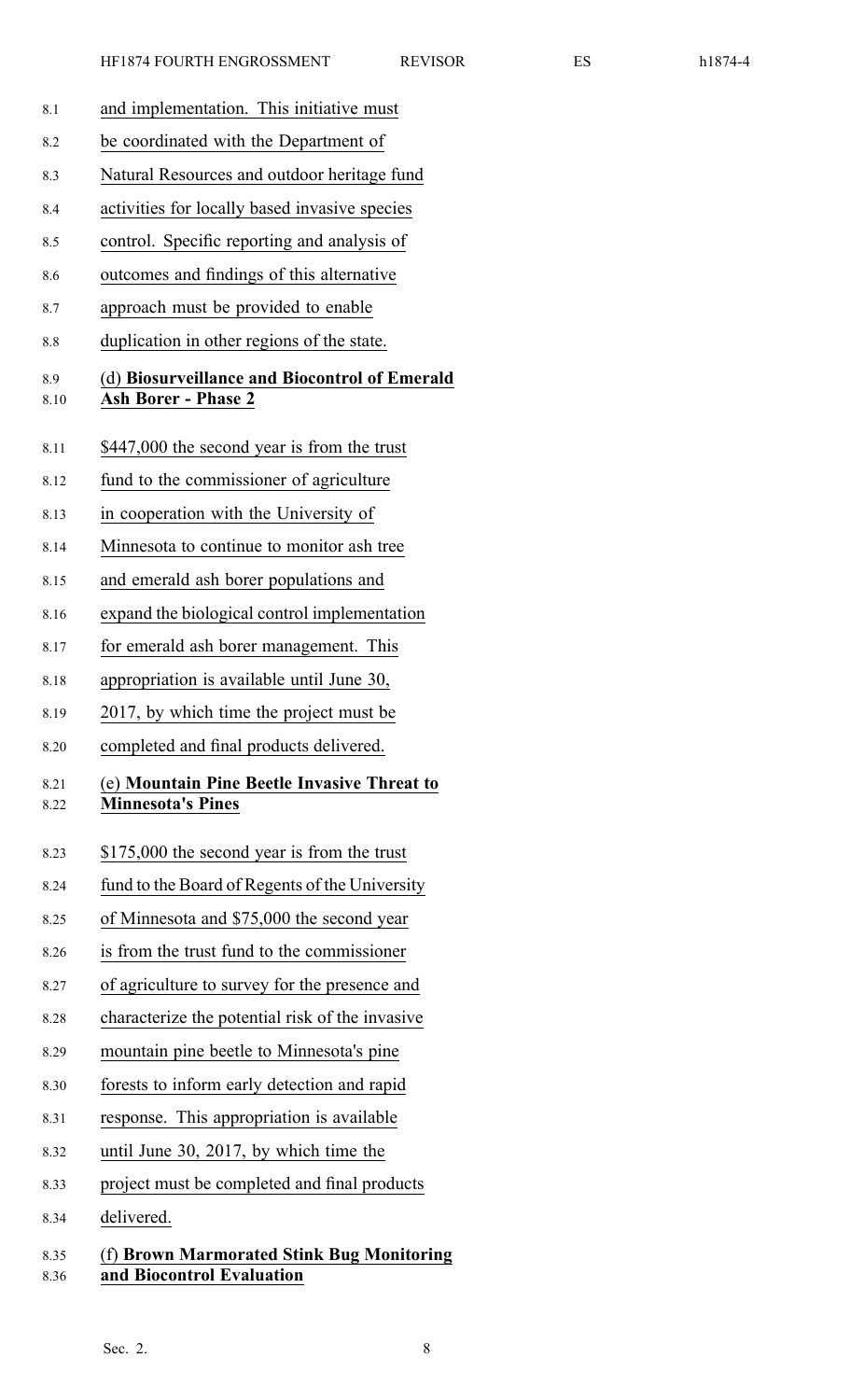and implementation. This initiative must be coordinated with the Department of Natural Resources and outdoor heritage fund activities for locally based invasive species control. Specific reporting and analysis of outcomes and findings of this alternative approach must be provided to enable duplication in other regions of the state.

(d) **Biosurveillance and Biocontrol of Emerald Ash Borer - Phase 2**

\$447,000 the second year is from the trust fund to the commissioner of agriculture in cooperation with the University of Minnesota to continue to monitor ash tree and emerald ash borer populations and expand the biological control implementation for emerald ash borer management. This appropriation is available until June 30, 2017, by which time the project must be completed and final products delivered.

(e) **Mountain Pine Beetle Invasive Threat to Minnesota's Pines**

\$175,000 the second year is from the trust fund to the Board of Regents of the University of Minnesota and \$75,000 the second year is from the trust fund to the commissioner of agriculture to survey for the presence and characterize the potential risk of the invasive mountain pine beetle to Minnesota's pine forests to inform early detection and rapid response. This appropriation is available until June 30, 2017, by which time the project must be completed and final products delivered.

(f) **Brown Marmorated Stink Bug Monitoring and Biocontrol Evaluation**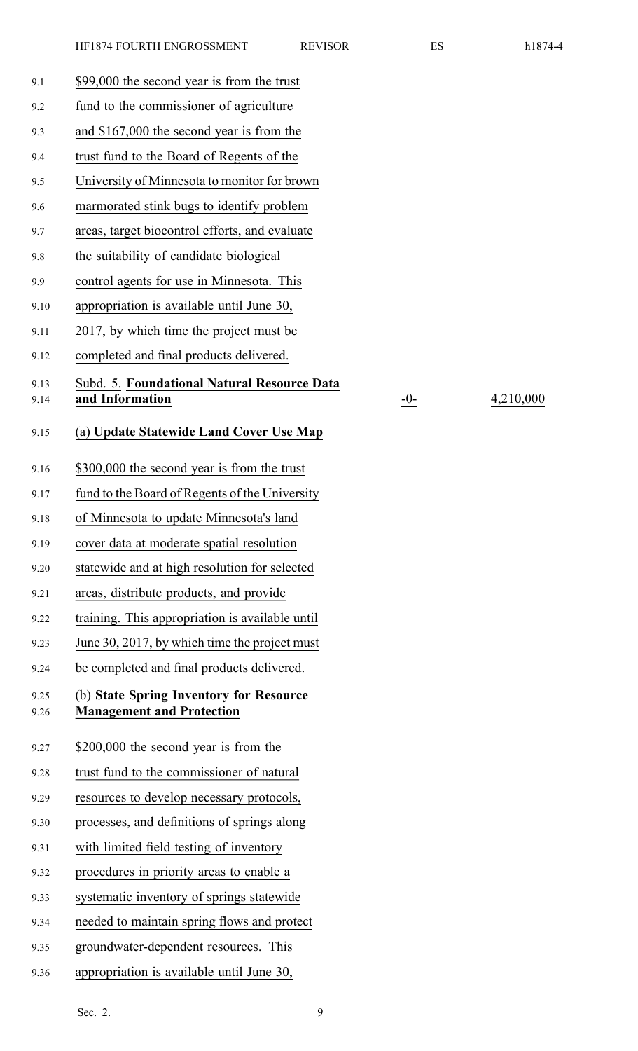$99,000 the second year is from the trust fund to the commissioner of agriculture and $167,000 the second year is from the trust fund to the Board of Regents of the University of Minnesota to monitor for brown marmorated stink bugs to identify problem areas, target biocontrol efforts, and evaluate the suitability of candidate biological control agents for use in Minnesota. This appropriation is available until June 30, 2017, by which time the project must be completed and final products delivered.

| | | |
|---|---|---|
| Subd. 5. **Foundational Natural Resource Data and Information** | -0- | 4,210,000 |

(a) **Update Statewide Land Cover Use Map**

$300,000 the second year is from the trust fund to the Board of Regents of the University of Minnesota to update Minnesota's land cover data at moderate spatial resolution statewide and at high resolution for selected areas, distribute products, and provide training. This appropriation is available until June 30, 2017, by which time the project must be completed and final products delivered.

(b) **State Spring Inventory for Resource Management and Protection**

$200,000 the second year is from the trust fund to the commissioner of natural resources to develop necessary protocols, processes, and definitions of springs along with limited field testing of inventory procedures in priority areas to enable a systematic inventory of springs statewide needed to maintain spring flows and protect groundwater-dependent resources. This appropriation is available until June 30,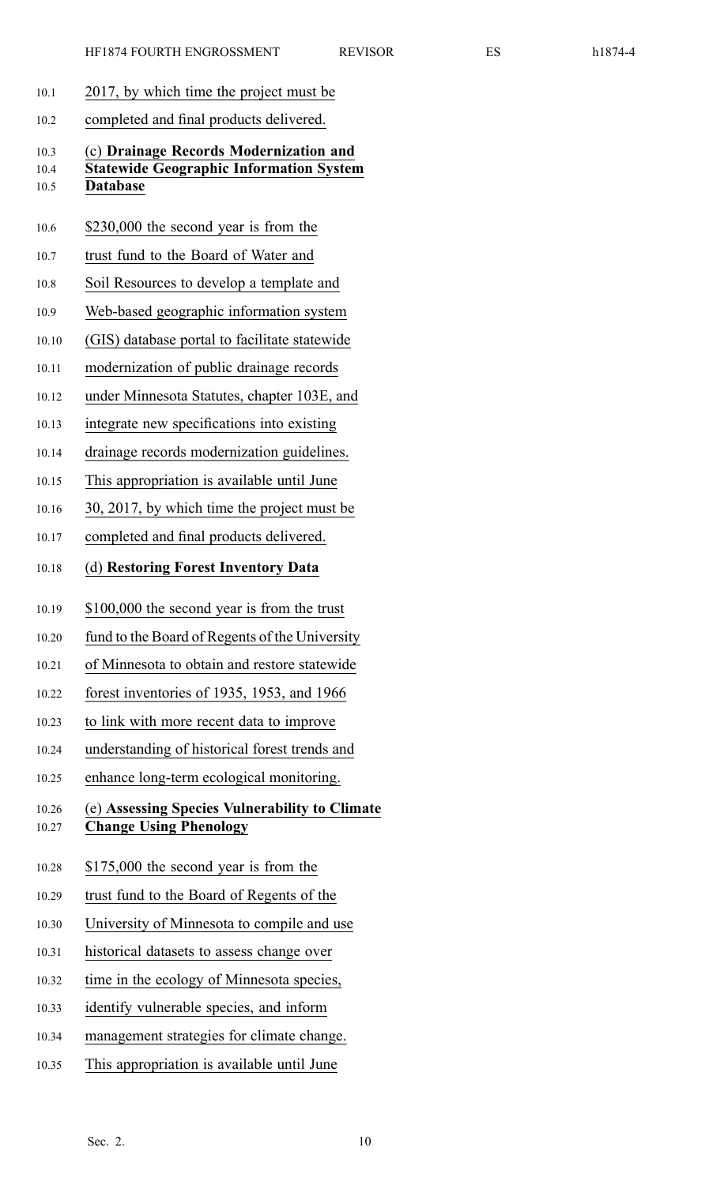2017, by which time the project must be completed and final products delivered.

(c) **Drainage Records Modernization and Statewide Geographic Information System Database**

$230,000 the second year is from the trust fund to the Board of Water and Soil Resources to develop a template and Web-based geographic information system (GIS) database portal to facilitate statewide modernization of public drainage records under Minnesota Statutes, chapter 103E, and integrate new specifications into existing drainage records modernization guidelines. This appropriation is available until June 30, 2017, by which time the project must be completed and final products delivered.

(d) **Restoring Forest Inventory Data**

$100,000 the second year is from the trust fund to the Board of Regents of the University of Minnesota to obtain and restore statewide forest inventories of 1935, 1953, and 1966 to link with more recent data to improve understanding of historical forest trends and enhance long-term ecological monitoring.

(e) **Assessing Species Vulnerability to Climate Change Using Phenology**

$175,000 the second year is from the trust fund to the Board of Regents of the University of Minnesota to compile and use historical datasets to assess change over time in the ecology of Minnesota species, identify vulnerable species, and inform management strategies for climate change. This appropriation is available until June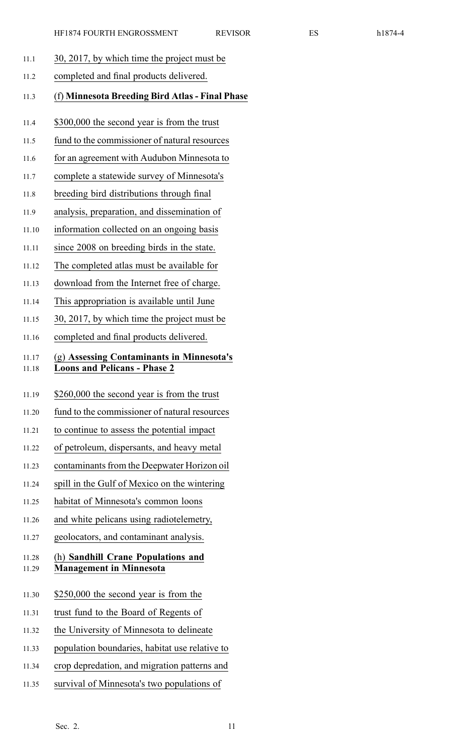30, 2017, by which time the project must be completed and final products delivered.

(f) **Minnesota Breeding Bird Atlas - Final Phase**

$300,000 the second year is from the trust fund to the commissioner of natural resources for an agreement with Audubon Minnesota to complete a statewide survey of Minnesota's breeding bird distributions through final analysis, preparation, and dissemination of information collected on an ongoing basis since 2008 on breeding birds in the state. The completed atlas must be available for download from the Internet free of charge. This appropriation is available until June 30, 2017, by which time the project must be completed and final products delivered.

(g) **Assessing Contaminants in Minnesota's Loons and Pelicans - Phase 2**

$260,000 the second year is from the trust fund to the commissioner of natural resources to continue to assess the potential impact of petroleum, dispersants, and heavy metal contaminants from the Deepwater Horizon oil spill in the Gulf of Mexico on the wintering habitat of Minnesota's common loons and white pelicans using radiotelemetry, geolocators, and contaminant analysis.

(h) **Sandhill Crane Populations and Management in Minnesota**

$250,000 the second year is from the trust fund to the Board of Regents of the University of Minnesota to delineate population boundaries, habitat use relative to crop depredation, and migration patterns and survival of Minnesota's two populations of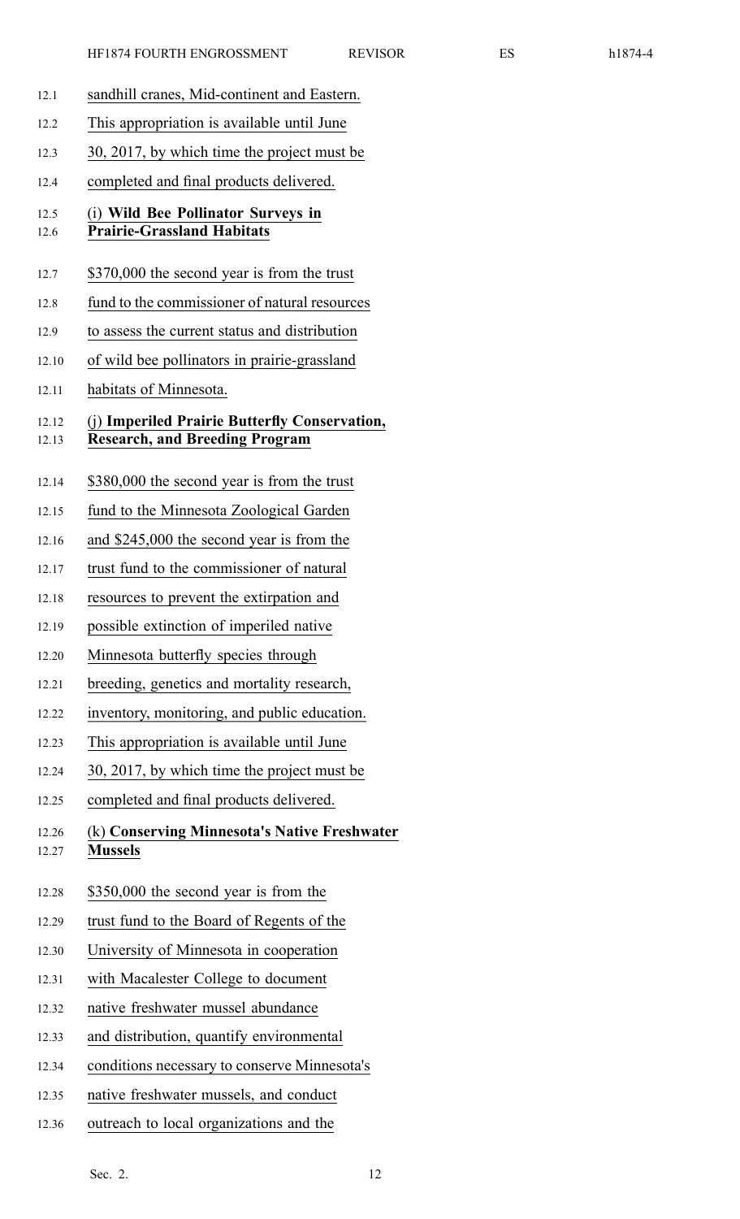sandhill cranes, Mid-continent and Eastern.

This appropriation is available until June 30, 2017, by which time the project must be completed and final products delivered.

(i) **Wild Bee Pollinator Surveys in Prairie-Grassland Habitats**

$370,000 the second year is from the trust fund to the commissioner of natural resources to assess the current status and distribution of wild bee pollinators in prairie-grassland habitats of Minnesota.

(j) **Imperiled Prairie Butterfly Conservation, Research, and Breeding Program**

$380,000 the second year is from the trust fund to the Minnesota Zoological Garden and $245,000 the second year is from the trust fund to the commissioner of natural resources to prevent the extirpation and possible extinction of imperiled native Minnesota butterfly species through breeding, genetics and mortality research, inventory, monitoring, and public education.

This appropriation is available until June 30, 2017, by which time the project must be completed and final products delivered.

(k) **Conserving Minnesota's Native Freshwater Mussels**

$350,000 the second year is from the trust fund to the Board of Regents of the University of Minnesota in cooperation with Macalester College to document native freshwater mussel abundance and distribution, quantify environmental conditions necessary to conserve Minnesota's native freshwater mussels, and conduct outreach to local organizations and the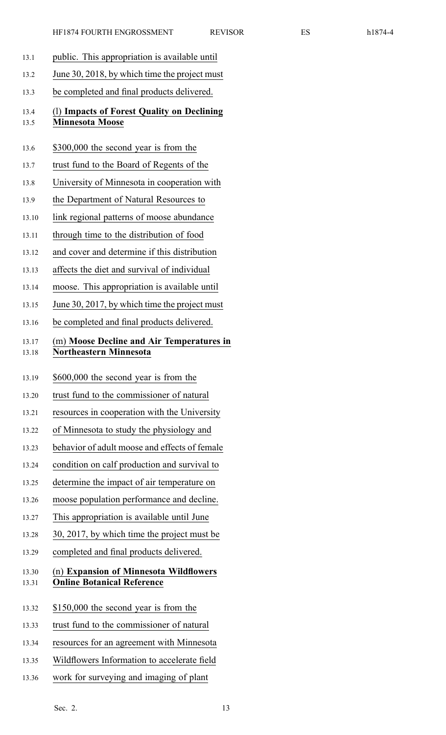public. This appropriation is available until June 30, 2018, by which time the project must be completed and final products delivered.

(l) **Impacts of Forest Quality on Declining Minnesota Moose**

$300,000 the second year is from the trust fund to the Board of Regents of the University of Minnesota in cooperation with the Department of Natural Resources to link regional patterns of moose abundance through time to the distribution of food and cover and determine if this distribution affects the diet and survival of individual moose. This appropriation is available until June 30, 2017, by which time the project must be completed and final products delivered.

(m) **Moose Decline and Air Temperatures in Northeastern Minnesota**

$600,000 the second year is from the trust fund to the commissioner of natural resources in cooperation with the University of Minnesota to study the physiology and behavior of adult moose and effects of female condition on calf production and survival to determine the impact of air temperature on moose population performance and decline. This appropriation is available until June 30, 2017, by which time the project must be completed and final products delivered.

(n) **Expansion of Minnesota Wildflowers Online Botanical Reference**

$150,000 the second year is from the trust fund to the commissioner of natural resources for an agreement with Minnesota Wildflowers Information to accelerate field work for surveying and imaging of plant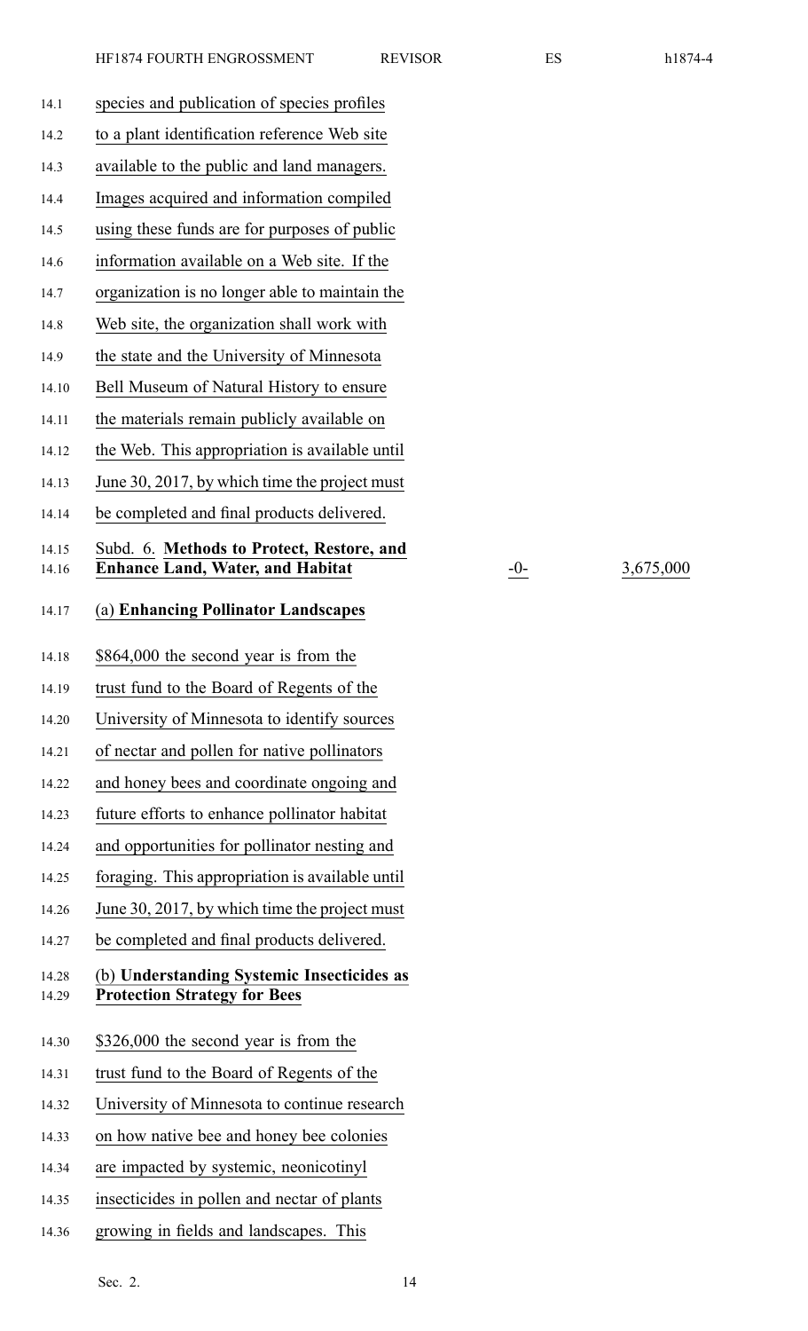species and publication of species profiles to a plant identification reference Web site available to the public and land managers. Images acquired and information compiled using these funds are for purposes of public information available on a Web site. If the organization is no longer able to maintain the Web site, the organization shall work with the state and the University of Minnesota Bell Museum of Natural History to ensure the materials remain publicly available on the Web. This appropriation is available until June 30, 2017, by which time the project must be completed and final products delivered.

| Subd. 6. **Methods to Protect, Restore, and Enhance Land, Water, and Habitat** | -0- | 3,675,000 |
|---|---|---|

**(a) Enhancing Pollinator Landscapes**

$864,000 the second year is from the trust fund to the Board of Regents of the University of Minnesota to identify sources of nectar and pollen for native pollinators and honey bees and coordinate ongoing and future efforts to enhance pollinator habitat and opportunities for pollinator nesting and foraging. This appropriation is available until June 30, 2017, by which time the project must be completed and final products delivered.

**(b) Understanding Systemic Insecticides as Protection Strategy for Bees**

$326,000 the second year is from the trust fund to the Board of Regents of the University of Minnesota to continue research on how native bee and honey bee colonies are impacted by systemic, neonicotinyl insecticides in pollen and nectar of plants growing in fields and landscapes. This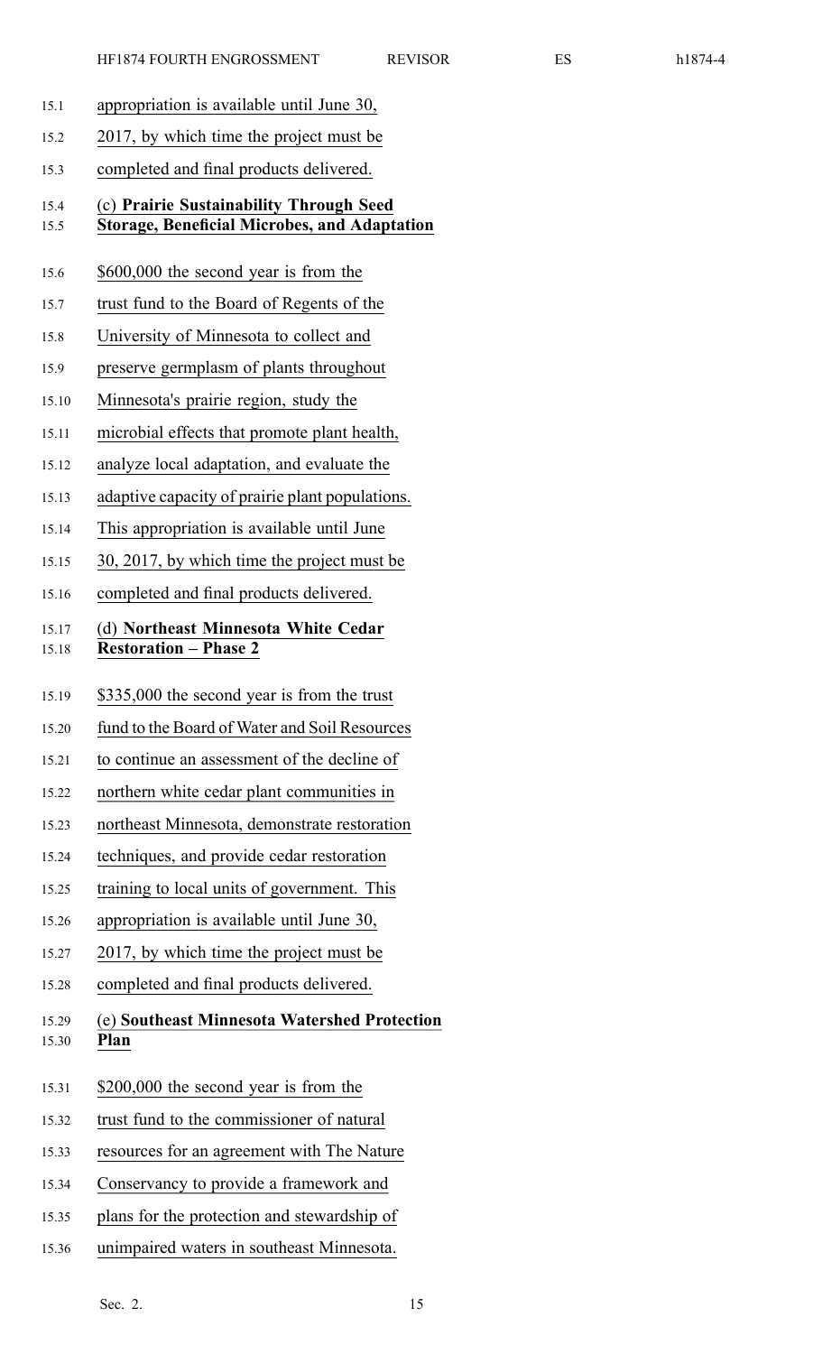appropriation is available until June 30, 2017, by which time the project must be completed and final products delivered.

(c) **Prairie Sustainability Through Seed Storage, Beneficial Microbes, and Adaptation**

$600,000 the second year is from the trust fund to the Board of Regents of the University of Minnesota to collect and preserve germplasm of plants throughout Minnesota's prairie region, study the microbial effects that promote plant health, analyze local adaptation, and evaluate the adaptive capacity of prairie plant populations. This appropriation is available until June 30, 2017, by which time the project must be completed and final products delivered.

(d) **Northeast Minnesota White Cedar Restoration – Phase 2**

$335,000 the second year is from the trust fund to the Board of Water and Soil Resources to continue an assessment of the decline of northern white cedar plant communities in northeast Minnesota, demonstrate restoration techniques, and provide cedar restoration training to local units of government. This appropriation is available until June 30, 2017, by which time the project must be completed and final products delivered.

(e) **Southeast Minnesota Watershed Protection Plan**

$200,000 the second year is from the trust fund to the commissioner of natural resources for an agreement with The Nature Conservancy to provide a framework and plans for the protection and stewardship of unimpaired waters in southeast Minnesota.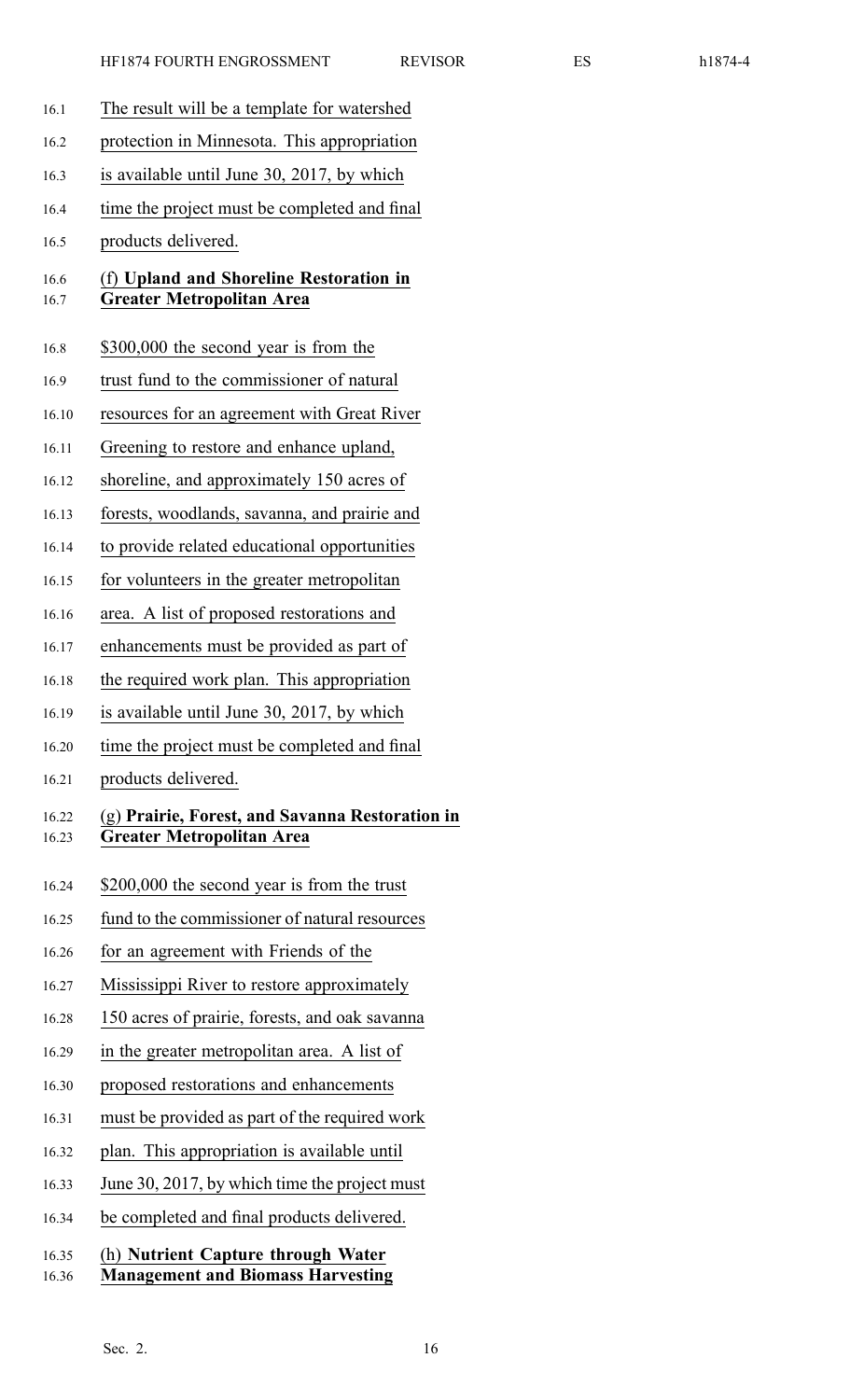The result will be a template for watershed protection in Minnesota. This appropriation is available until June 30, 2017, by which time the project must be completed and final products delivered.

(f) **Upland and Shoreline Restoration in Greater Metropolitan Area**

$300,000 the second year is from the trust fund to the commissioner of natural resources for an agreement with Great River Greening to restore and enhance upland, shoreline, and approximately 150 acres of forests, woodlands, savanna, and prairie and to provide related educational opportunities for volunteers in the greater metropolitan area. A list of proposed restorations and enhancements must be provided as part of the required work plan. This appropriation is available until June 30, 2017, by which time the project must be completed and final products delivered.

(g) **Prairie, Forest, and Savanna Restoration in Greater Metropolitan Area**

$200,000 the second year is from the trust fund to the commissioner of natural resources for an agreement with Friends of the Mississippi River to restore approximately 150 acres of prairie, forests, and oak savanna in the greater metropolitan area. A list of proposed restorations and enhancements must be provided as part of the required work plan. This appropriation is available until June 30, 2017, by which time the project must be completed and final products delivered.

(h) **Nutrient Capture through Water Management and Biomass Harvesting**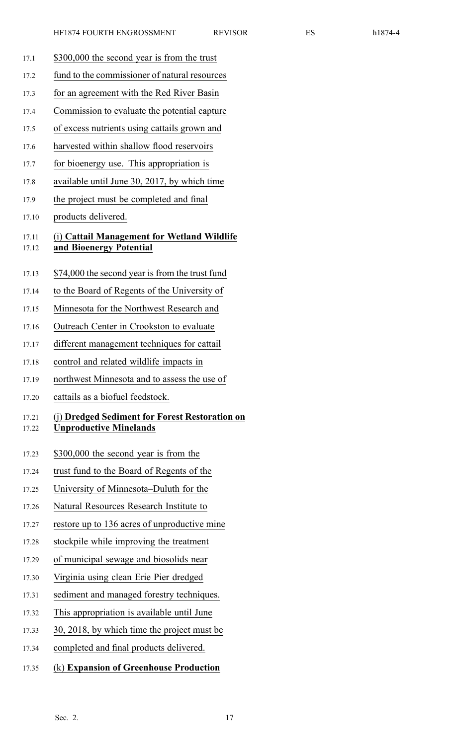$300,000 the second year is from the trust fund to the commissioner of natural resources for an agreement with the Red River Basin Commission to evaluate the potential capture of excess nutrients using cattails grown and harvested within shallow flood reservoirs for bioenergy use. This appropriation is available until June 30, 2017, by which time the project must be completed and final products delivered.

(i) **Cattail Management for Wetland Wildlife and Bioenergy Potential**

$74,000 the second year is from the trust fund to the Board of Regents of the University of Minnesota for the Northwest Research and Outreach Center in Crookston to evaluate different management techniques for cattail control and related wildlife impacts in northwest Minnesota and to assess the use of cattails as a biofuel feedstock.

(j) **Dredged Sediment for Forest Restoration on Unproductive Minelands**

$300,000 the second year is from the trust fund to the Board of Regents of the University of Minnesota–Duluth for the Natural Resources Research Institute to restore up to 136 acres of unproductive mine stockpile while improving the treatment of municipal sewage and biosolids near Virginia using clean Erie Pier dredged sediment and managed forestry techniques. This appropriation is available until June 30, 2018, by which time the project must be completed and final products delivered.

(k) **Expansion of Greenhouse Production**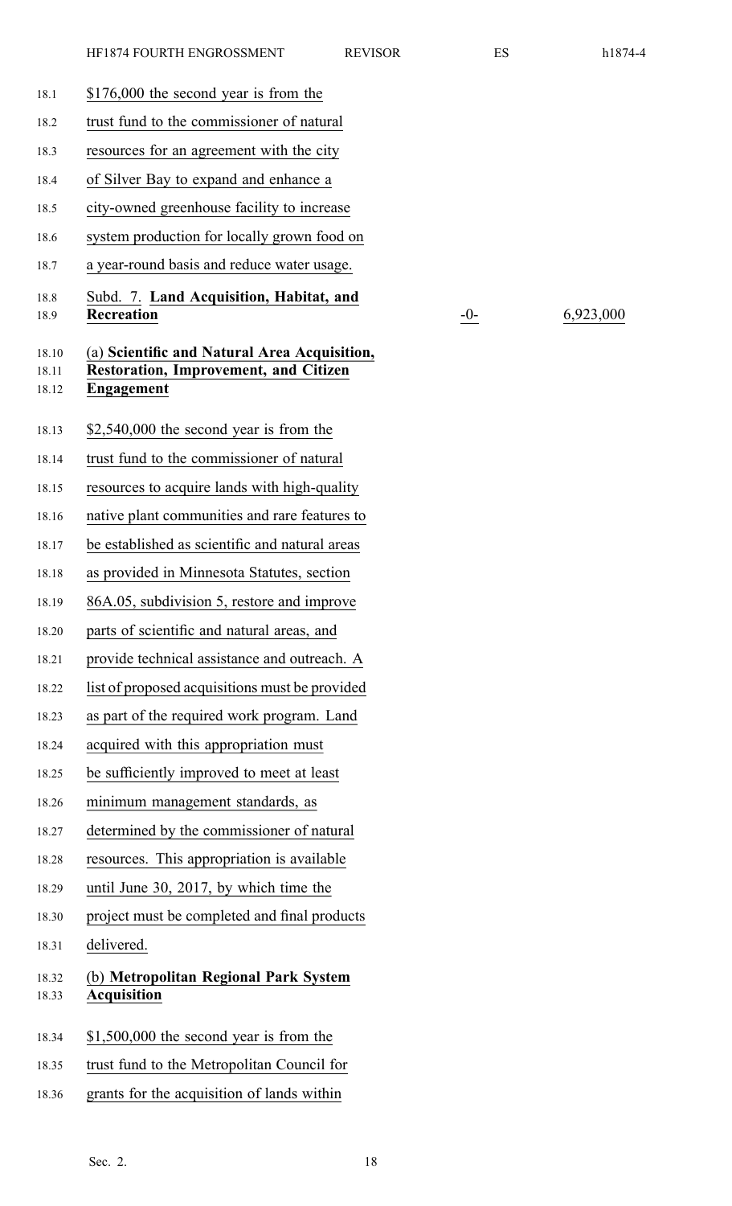$176,000 the second year is from the trust fund to the commissioner of natural resources for an agreement with the city of Silver Bay to expand and enhance a city-owned greenhouse facility to increase system production for locally grown food on a year-round basis and reduce water usage.

| | | |
|---|---|---|
| Subd. 7. **Land Acquisition, Habitat, and Recreation** | -0- | 6,923,000 |

(a) **Scientific and Natural Area Acquisition, Restoration, Improvement, and Citizen Engagement**

$2,540,000 the second year is from the trust fund to the commissioner of natural resources to acquire lands with high-quality native plant communities and rare features to be established as scientific and natural areas as provided in Minnesota Statutes, section 86A.05, subdivision 5, restore and improve parts of scientific and natural areas, and provide technical assistance and outreach. A list of proposed acquisitions must be provided as part of the required work program. Land acquired with this appropriation must be sufficiently improved to meet at least minimum management standards, as determined by the commissioner of natural resources. This appropriation is available until June 30, 2017, by which time the project must be completed and final products delivered.

(b) **Metropolitan Regional Park System Acquisition**

$1,500,000 the second year is from the trust fund to the Metropolitan Council for grants for the acquisition of lands within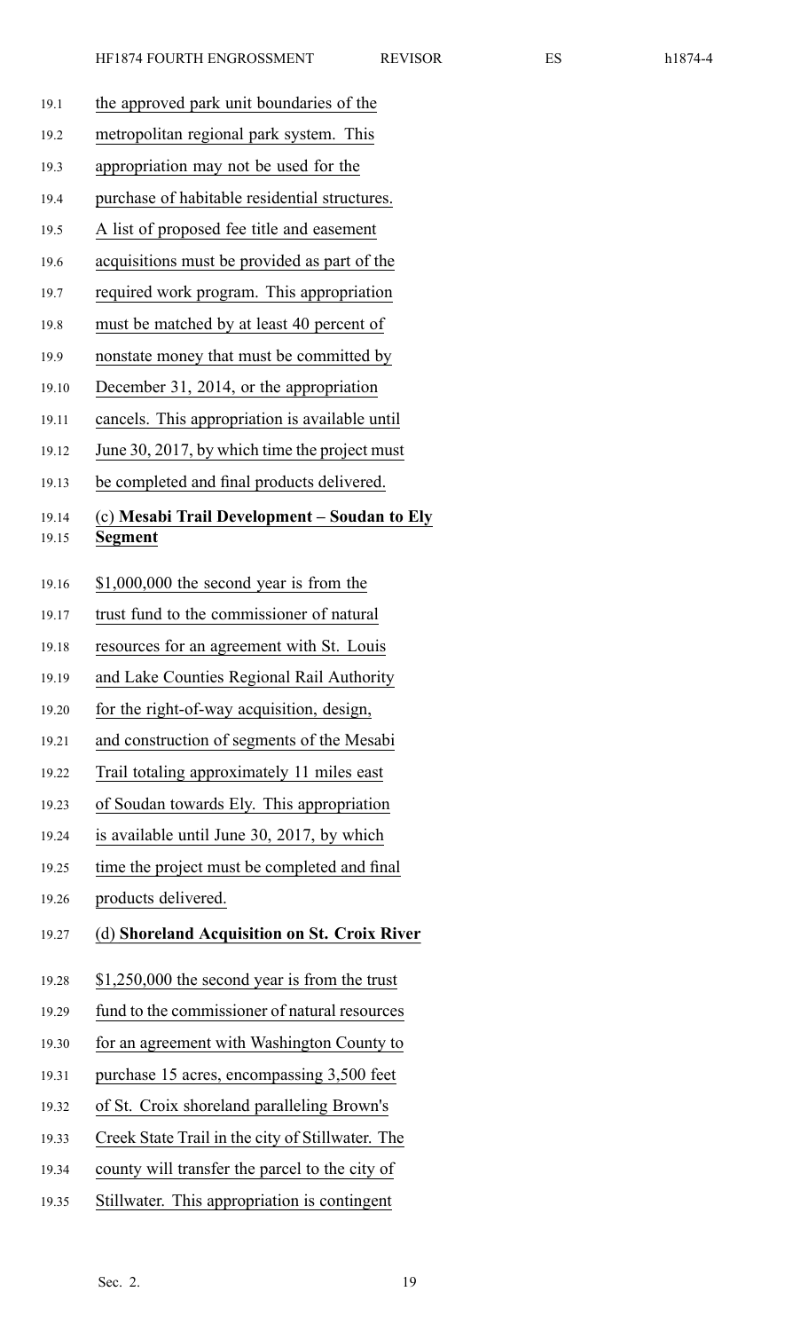the approved park unit boundaries of the metropolitan regional park system. This appropriation may not be used for the purchase of habitable residential structures. A list of proposed fee title and easement acquisitions must be provided as part of the required work program. This appropriation must be matched by at least 40 percent of nonstate money that must be committed by December 31, 2014, or the appropriation cancels. This appropriation is available until June 30, 2017, by which time the project must be completed and final products delivered.

(c) **Mesabi Trail Development – Soudan to Ely Segment**

$1,000,000 the second year is from the trust fund to the commissioner of natural resources for an agreement with St. Louis and Lake Counties Regional Rail Authority for the right-of-way acquisition, design, and construction of segments of the Mesabi Trail totaling approximately 11 miles east of Soudan towards Ely. This appropriation is available until June 30, 2017, by which time the project must be completed and final products delivered.

(d) **Shoreland Acquisition on St. Croix River**

$1,250,000 the second year is from the trust fund to the commissioner of natural resources for an agreement with Washington County to purchase 15 acres, encompassing 3,500 feet of St. Croix shoreland paralleling Brown's Creek State Trail in the city of Stillwater. The county will transfer the parcel to the city of Stillwater. This appropriation is contingent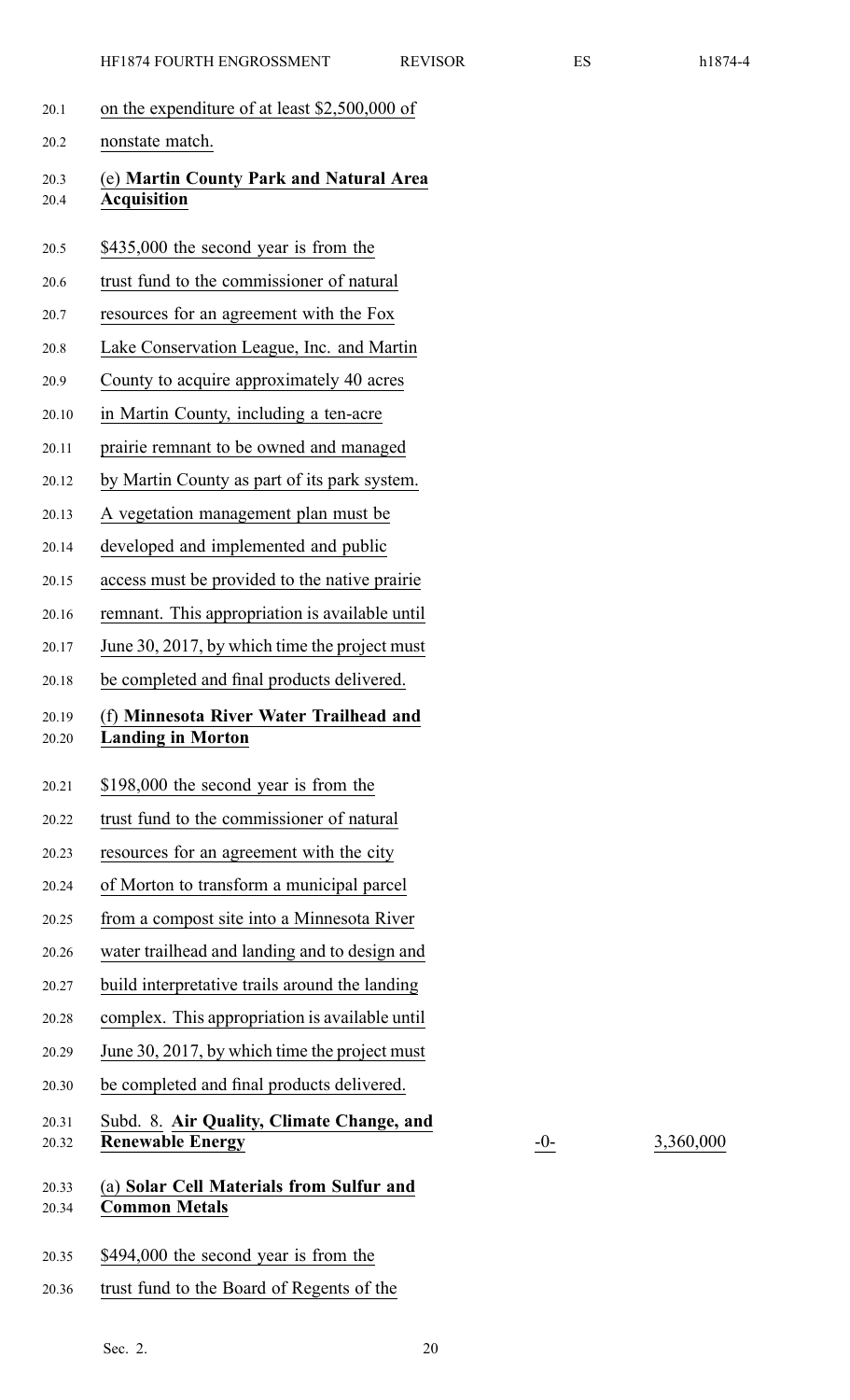on the expenditure of at least $2,500,000 of nonstate match.

(e) **Martin County Park and Natural Area Acquisition**

$435,000 the second year is from the trust fund to the commissioner of natural resources for an agreement with the Fox Lake Conservation League, Inc. and Martin County to acquire approximately 40 acres in Martin County, including a ten-acre prairie remnant to be owned and managed by Martin County as part of its park system. A vegetation management plan must be developed and implemented and public access must be provided to the native prairie remnant. This appropriation is available until June 30, 2017, by which time the project must be completed and final products delivered.

(f) **Minnesota River Water Trailhead and Landing in Morton**

$198,000 the second year is from the trust fund to the commissioner of natural resources for an agreement with the city of Morton to transform a municipal parcel from a compost site into a Minnesota River water trailhead and landing and to design and build interpretative trails around the landing complex. This appropriation is available until June 30, 2017, by which time the project must be completed and final products delivered.

| | | |
|---|---|---|
| Subd. 8. **Air Quality, Climate Change, and Renewable Energy** | -0- | 3,360,000 |

(a) **Solar Cell Materials from Sulfur and Common Metals**

$494,000 the second year is from the trust fund to the Board of Regents of the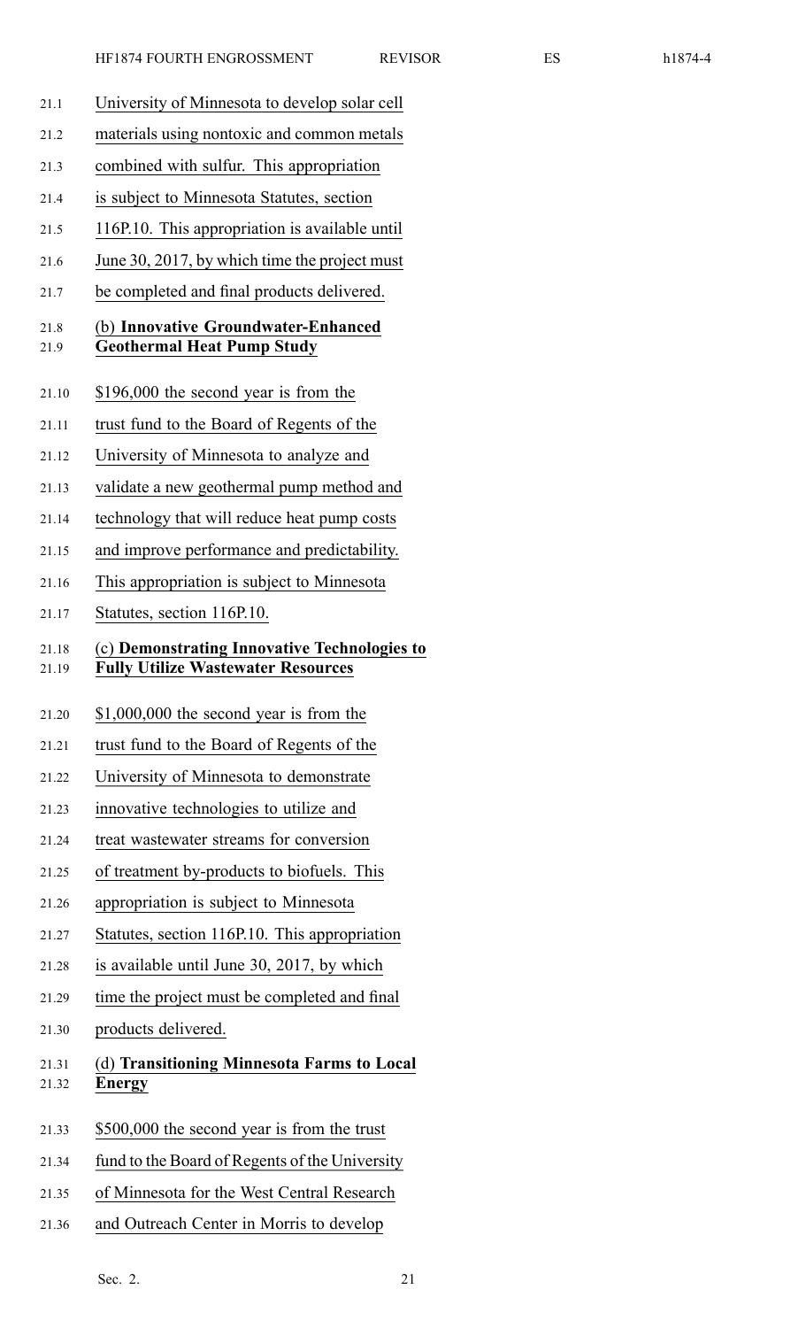University of Minnesota to develop solar cell materials using nontoxic and common metals combined with sulfur. This appropriation is subject to Minnesota Statutes, section 116P.10. This appropriation is available until June 30, 2017, by which time the project must be completed and final products delivered.

(b) **Innovative Groundwater-Enhanced Geothermal Heat Pump Study**

$196,000 the second year is from the trust fund to the Board of Regents of the University of Minnesota to analyze and validate a new geothermal pump method and technology that will reduce heat pump costs and improve performance and predictability. This appropriation is subject to Minnesota Statutes, section 116P.10.

(c) **Demonstrating Innovative Technologies to Fully Utilize Wastewater Resources**

$1,000,000 the second year is from the trust fund to the Board of Regents of the University of Minnesota to demonstrate innovative technologies to utilize and treat wastewater streams for conversion of treatment by-products to biofuels. This appropriation is subject to Minnesota Statutes, section 116P.10. This appropriation is available until June 30, 2017, by which time the project must be completed and final products delivered.

(d) **Transitioning Minnesota Farms to Local Energy**

$500,000 the second year is from the trust fund to the Board of Regents of the University of Minnesota for the West Central Research and Outreach Center in Morris to develop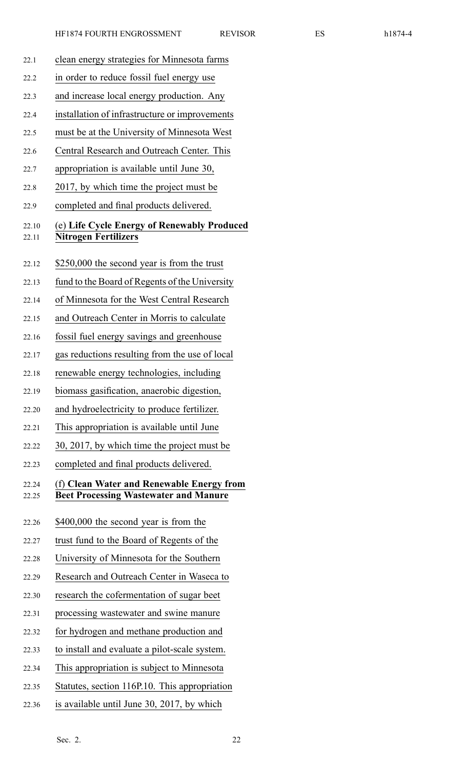clean energy strategies for Minnesota farms in order to reduce fossil fuel energy use and increase local energy production. Any installation of infrastructure or improvements must be at the University of Minnesota West Central Research and Outreach Center. This appropriation is available until June 30, 2017, by which time the project must be completed and final products delivered.

(e) **Life Cycle Energy of Renewably Produced Nitrogen Fertilizers**

$250,000 the second year is from the trust fund to the Board of Regents of the University of Minnesota for the West Central Research and Outreach Center in Morris to calculate fossil fuel energy savings and greenhouse gas reductions resulting from the use of local renewable energy technologies, including biomass gasification, anaerobic digestion, and hydroelectricity to produce fertilizer. This appropriation is available until June 30, 2017, by which time the project must be completed and final products delivered.

(f) **Clean Water and Renewable Energy from Beet Processing Wastewater and Manure**

$400,000 the second year is from the trust fund to the Board of Regents of the University of Minnesota for the Southern Research and Outreach Center in Waseca to research the cofermentation of sugar beet processing wastewater and swine manure for hydrogen and methane production and to install and evaluate a pilot-scale system. This appropriation is subject to Minnesota Statutes, section 116P.10. This appropriation is available until June 30, 2017, by which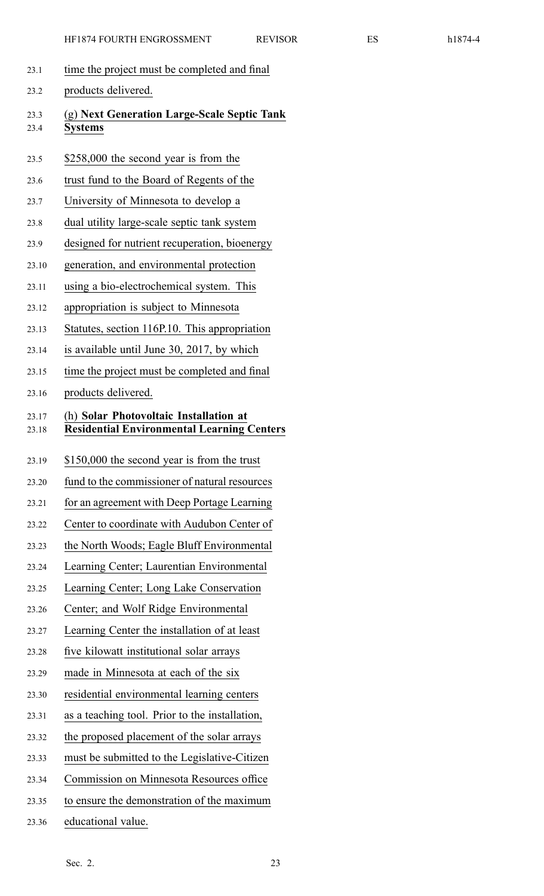time the project must be completed and final products delivered.

(g) **Next Generation Large-Scale Septic Tank Systems**

\$258,000 the second year is from the trust fund to the Board of Regents of the University of Minnesota to develop a dual utility large-scale septic tank system designed for nutrient recuperation, bioenergy generation, and environmental protection using a bio-electrochemical system. This appropriation is subject to Minnesota Statutes, section 116P.10. This appropriation is available until June 30, 2017, by which time the project must be completed and final products delivered.

(h) **Solar Photovoltaic Installation at Residential Environmental Learning Centers**

\$150,000 the second year is from the trust fund to the commissioner of natural resources for an agreement with Deep Portage Learning Center to coordinate with Audubon Center of the North Woods; Eagle Bluff Environmental Learning Center; Laurentian Environmental Learning Center; Long Lake Conservation Center; and Wolf Ridge Environmental Learning Center the installation of at least five kilowatt institutional solar arrays made in Minnesota at each of the six residential environmental learning centers as a teaching tool. Prior to the installation, the proposed placement of the solar arrays must be submitted to the Legislative-Citizen Commission on Minnesota Resources office to ensure the demonstration of the maximum educational value.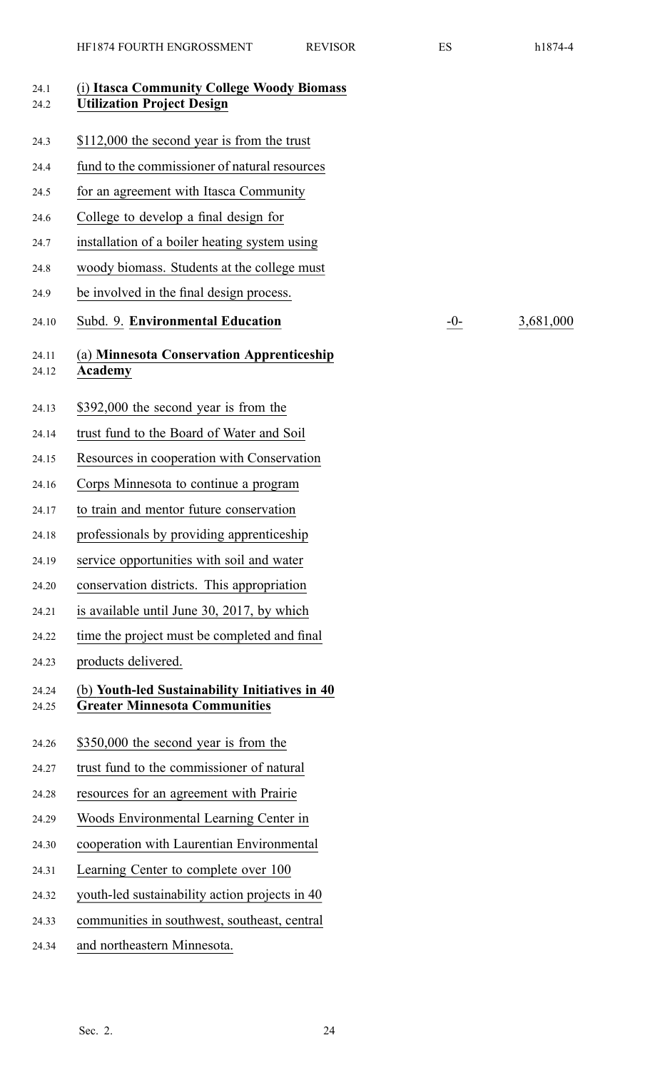**(i) Itasca Community College Woody Biomass Utilization Project Design**

$112,000 the second year is from the trust fund to the commissioner of natural resources for an agreement with Itasca Community College to develop a final design for installation of a boiler heating system using woody biomass. Students at the college must be involved in the final design process.

| | | |
|---|---|---|
| Subd. 9. **Environmental Education** | -0- | 3,681,000 |

**(a) Minnesota Conservation Apprenticeship Academy**

$392,000 the second year is from the trust fund to the Board of Water and Soil Resources in cooperation with Conservation Corps Minnesota to continue a program to train and mentor future conservation professionals by providing apprenticeship service opportunities with soil and water conservation districts. This appropriation is available until June 30, 2017, by which time the project must be completed and final products delivered.

**(b) Youth-led Sustainability Initiatives in 40 Greater Minnesota Communities**

$350,000 the second year is from the trust fund to the commissioner of natural resources for an agreement with Prairie Woods Environmental Learning Center in cooperation with Laurentian Environmental Learning Center to complete over 100 youth-led sustainability action projects in 40 communities in southwest, southeast, central and northeastern Minnesota.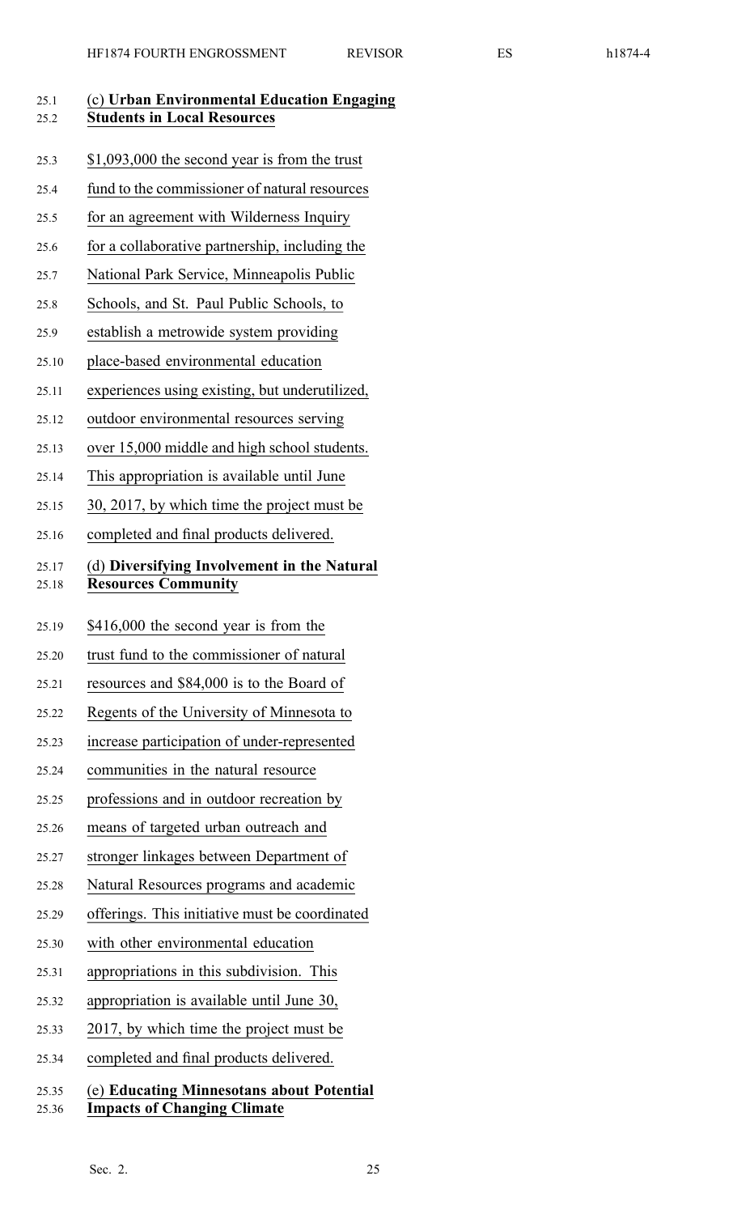(c) **Urban Environmental Education Engaging Students in Local Resources**

$1,093,000 the second year is from the trust fund to the commissioner of natural resources for an agreement with Wilderness Inquiry for a collaborative partnership, including the National Park Service, Minneapolis Public Schools, and St. Paul Public Schools, to establish a metrowide system providing place-based environmental education experiences using existing, but underutilized, outdoor environmental resources serving over 15,000 middle and high school students. This appropriation is available until June 30, 2017, by which time the project must be completed and final products delivered.

(d) **Diversifying Involvement in the Natural Resources Community**

$416,000 the second year is from the trust fund to the commissioner of natural resources and $84,000 is to the Board of Regents of the University of Minnesota to increase participation of under-represented communities in the natural resource professions and in outdoor recreation by means of targeted urban outreach and stronger linkages between Department of Natural Resources programs and academic offerings. This initiative must be coordinated with other environmental education appropriations in this subdivision. This appropriation is available until June 30, 2017, by which time the project must be completed and final products delivered.

(e) **Educating Minnesotans about Potential Impacts of Changing Climate**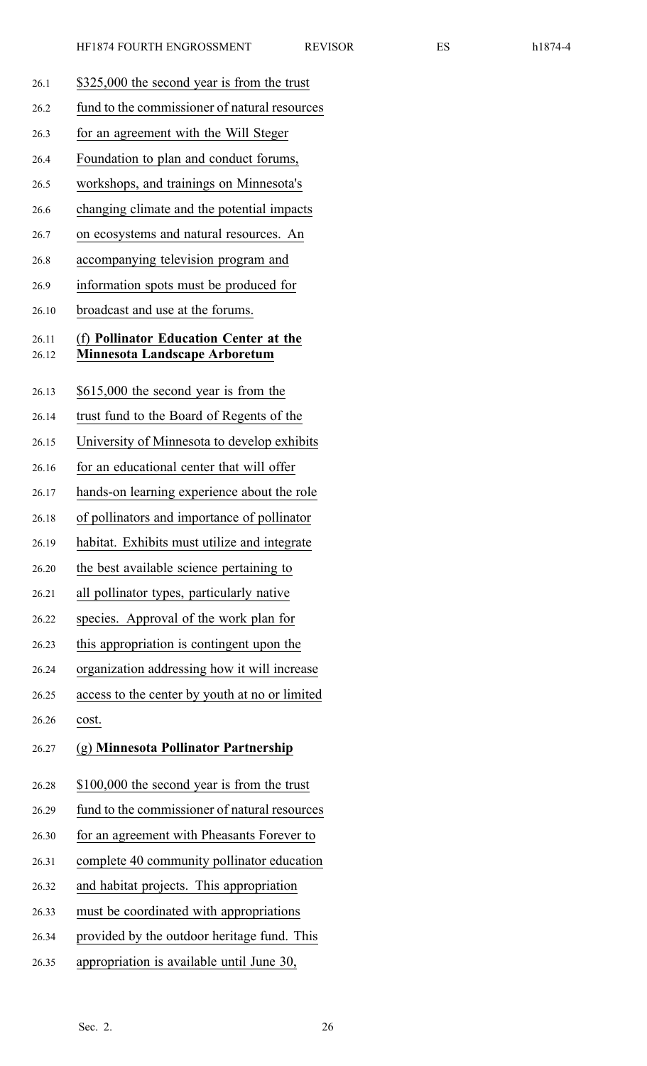$325,000 the second year is from the trust fund to the commissioner of natural resources for an agreement with the Will Steger Foundation to plan and conduct forums, workshops, and trainings on Minnesota's changing climate and the potential impacts on ecosystems and natural resources. An accompanying television program and information spots must be produced for broadcast and use at the forums.

(f) **Pollinator Education Center at the Minnesota Landscape Arboretum**

$615,000 the second year is from the trust fund to the Board of Regents of the University of Minnesota to develop exhibits for an educational center that will offer hands-on learning experience about the role of pollinators and importance of pollinator habitat. Exhibits must utilize and integrate the best available science pertaining to all pollinator types, particularly native species. Approval of the work plan for this appropriation is contingent upon the organization addressing how it will increase access to the center by youth at no or limited cost.

(g) **Minnesota Pollinator Partnership**

$100,000 the second year is from the trust fund to the commissioner of natural resources for an agreement with Pheasants Forever to complete 40 community pollinator education and habitat projects. This appropriation must be coordinated with appropriations provided by the outdoor heritage fund. This appropriation is available until June 30,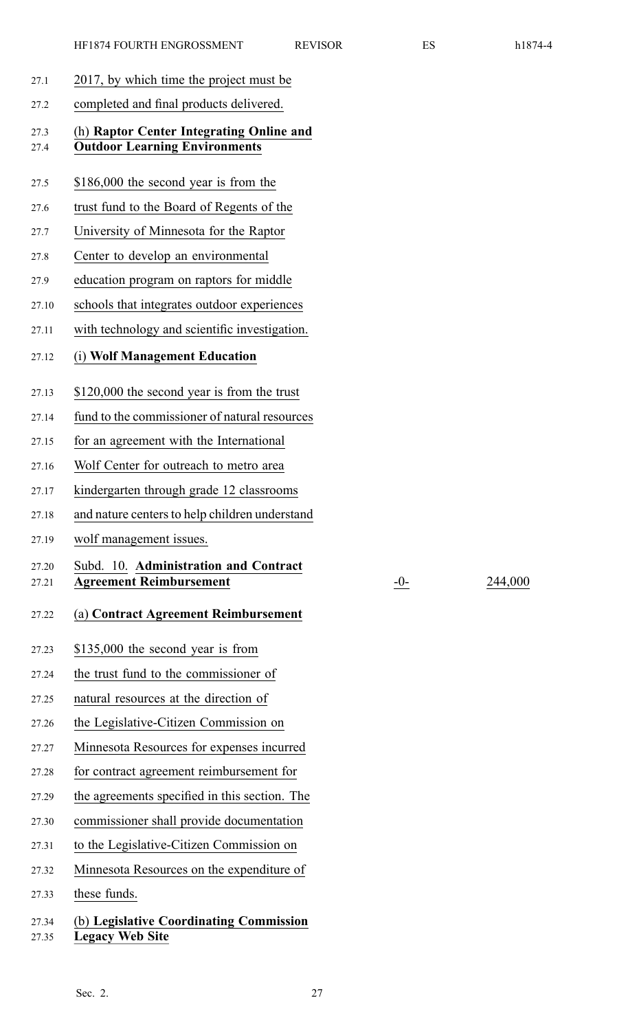2017, by which time the project must be completed and final products delivered.

(h) **Raptor Center Integrating Online and Outdoor Learning Environments**

$186,000 the second year is from the trust fund to the Board of Regents of the University of Minnesota for the Raptor Center to develop an environmental education program on raptors for middle schools that integrates outdoor experiences with technology and scientific investigation.

(i) **Wolf Management Education**

$120,000 the second year is from the trust fund to the commissioner of natural resources for an agreement with the International Wolf Center for outreach to metro area kindergarten through grade 12 classrooms and nature centers to help children understand wolf management issues.

| Subd. 10. **Administration and Contract Agreement Reimbursement** | -0- | 244,000 |
|---|---|---|

(a) **Contract Agreement Reimbursement**

$135,000 the second year is from the trust fund to the commissioner of natural resources at the direction of the Legislative-Citizen Commission on Minnesota Resources for expenses incurred for contract agreement reimbursement for the agreements specified in this section. The commissioner shall provide documentation to the Legislative-Citizen Commission on Minnesota Resources on the expenditure of these funds.

(b) **Legislative Coordinating Commission Legacy Web Site**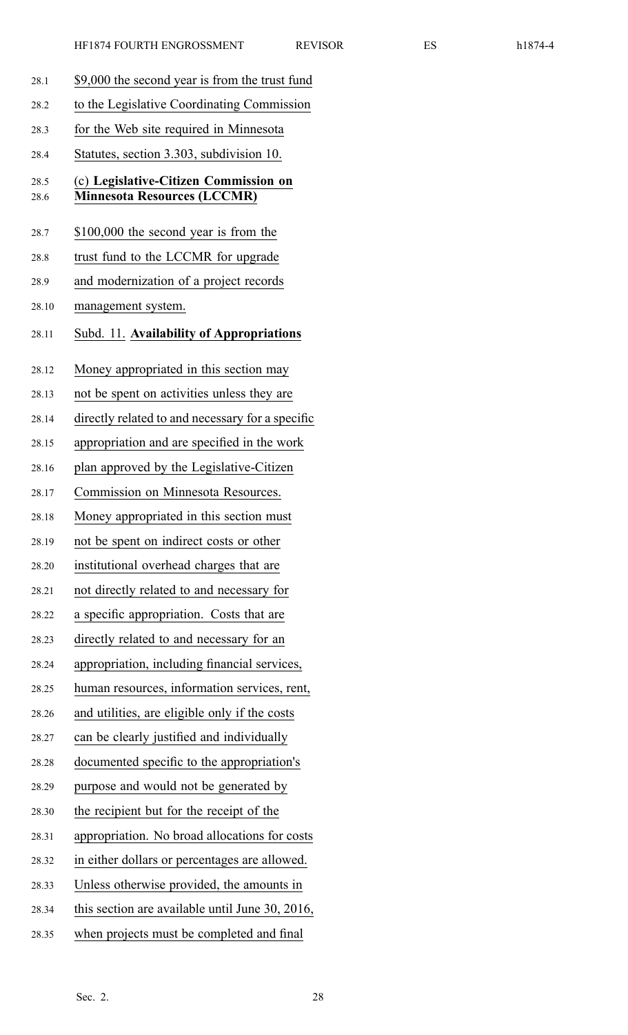$9,000 the second year is from the trust fund to the Legislative Coordinating Commission for the Web site required in Minnesota Statutes, section 3.303, subdivision 10.

(c) **Legislative-Citizen Commission on Minnesota Resources (LCCMR)**

$100,000 the second year is from the trust fund to the LCCMR for upgrade and modernization of a project records management system.

Subd. 11. **Availability of Appropriations**

Money appropriated in this section may not be spent on activities unless they are directly related to and necessary for a specific appropriation and are specified in the work plan approved by the Legislative-Citizen Commission on Minnesota Resources. Money appropriated in this section must not be spent on indirect costs or other institutional overhead charges that are not directly related to and necessary for a specific appropriation. Costs that are directly related to and necessary for an appropriation, including financial services, human resources, information services, rent, and utilities, are eligible only if the costs can be clearly justified and individually documented specific to the appropriation's purpose and would not be generated by the recipient but for the receipt of the appropriation. No broad allocations for costs in either dollars or percentages are allowed. Unless otherwise provided, the amounts in this section are available until June 30, 2016, when projects must be completed and final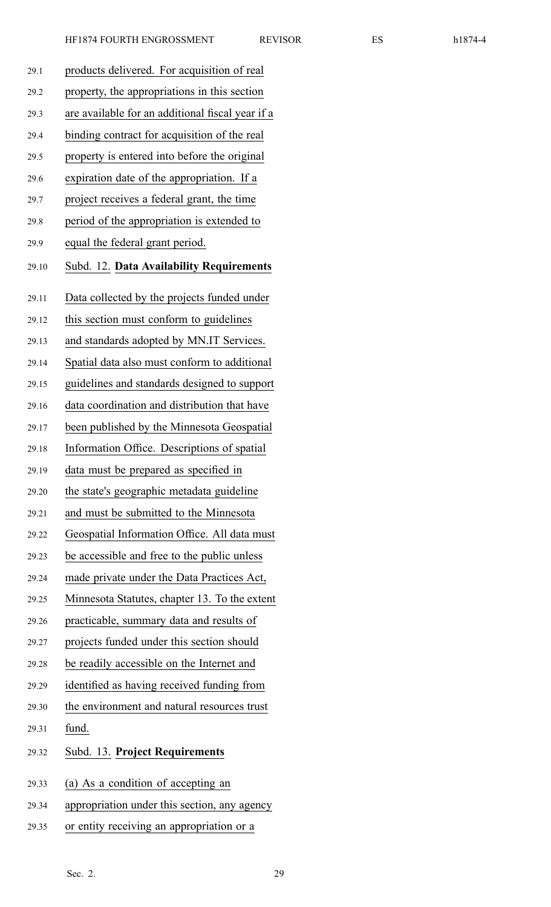products delivered. For acquisition of real property, the appropriations in this section are available for an additional fiscal year if a binding contract for acquisition of the real property is entered into before the original expiration date of the appropriation. If a project receives a federal grant, the time period of the appropriation is extended to equal the federal grant period.

Subd. 12. **Data Availability Requirements**

Data collected by the projects funded under this section must conform to guidelines and standards adopted by MN.IT Services. Spatial data also must conform to additional guidelines and standards designed to support data coordination and distribution that have been published by the Minnesota Geospatial Information Office. Descriptions of spatial data must be prepared as specified in the state's geographic metadata guideline and must be submitted to the Minnesota Geospatial Information Office. All data must be accessible and free to the public unless made private under the Data Practices Act, Minnesota Statutes, chapter 13. To the extent practicable, summary data and results of projects funded under this section should be readily accessible on the Internet and identified as having received funding from the environment and natural resources trust fund.

Subd. 13. **Project Requirements**

(a) As a condition of accepting an appropriation under this section, any agency or entity receiving an appropriation or a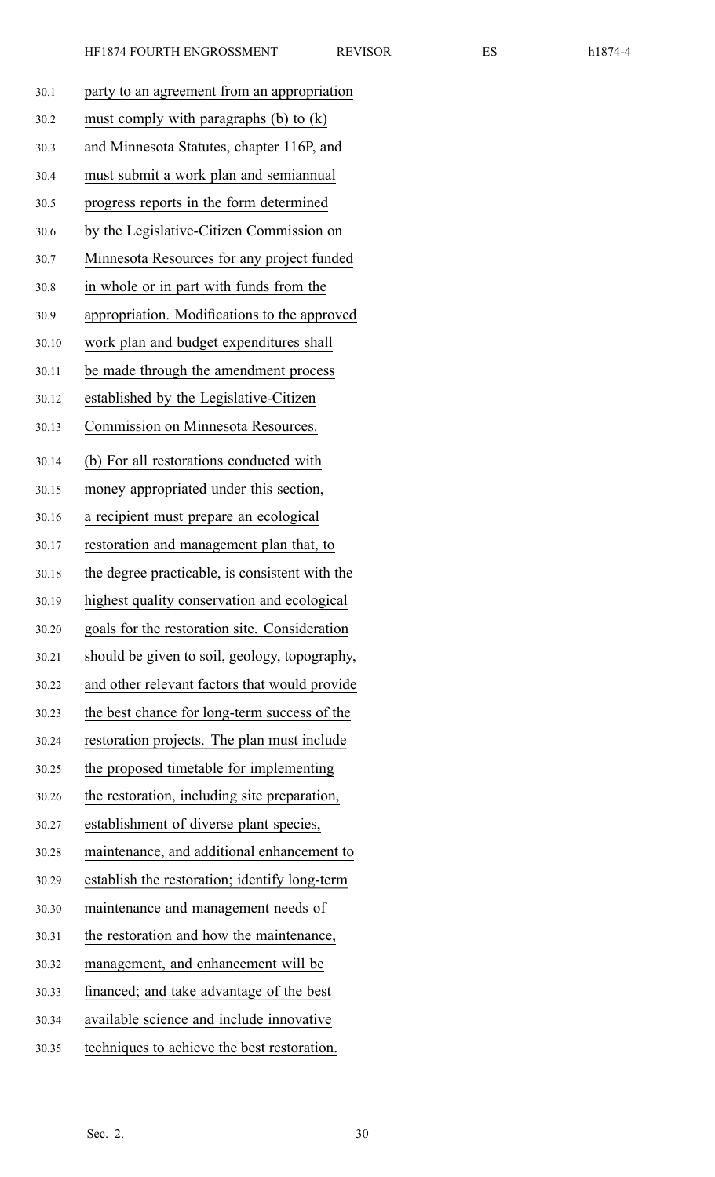party to an agreement from an appropriation must comply with paragraphs (b) to (k) and Minnesota Statutes, chapter 116P, and must submit a work plan and semiannual progress reports in the form determined by the Legislative-Citizen Commission on Minnesota Resources for any project funded in whole or in part with funds from the appropriation. Modifications to the approved work plan and budget expenditures shall be made through the amendment process established by the Legislative-Citizen Commission on Minnesota Resources.

(b) For all restorations conducted with money appropriated under this section, a recipient must prepare an ecological restoration and management plan that, to the degree practicable, is consistent with the highest quality conservation and ecological goals for the restoration site. Consideration should be given to soil, geology, topography, and other relevant factors that would provide the best chance for long-term success of the restoration projects. The plan must include the proposed timetable for implementing the restoration, including site preparation, establishment of diverse plant species, maintenance, and additional enhancement to establish the restoration; identify long-term maintenance and management needs of the restoration and how the maintenance, management, and enhancement will be financed; and take advantage of the best available science and include innovative techniques to achieve the best restoration.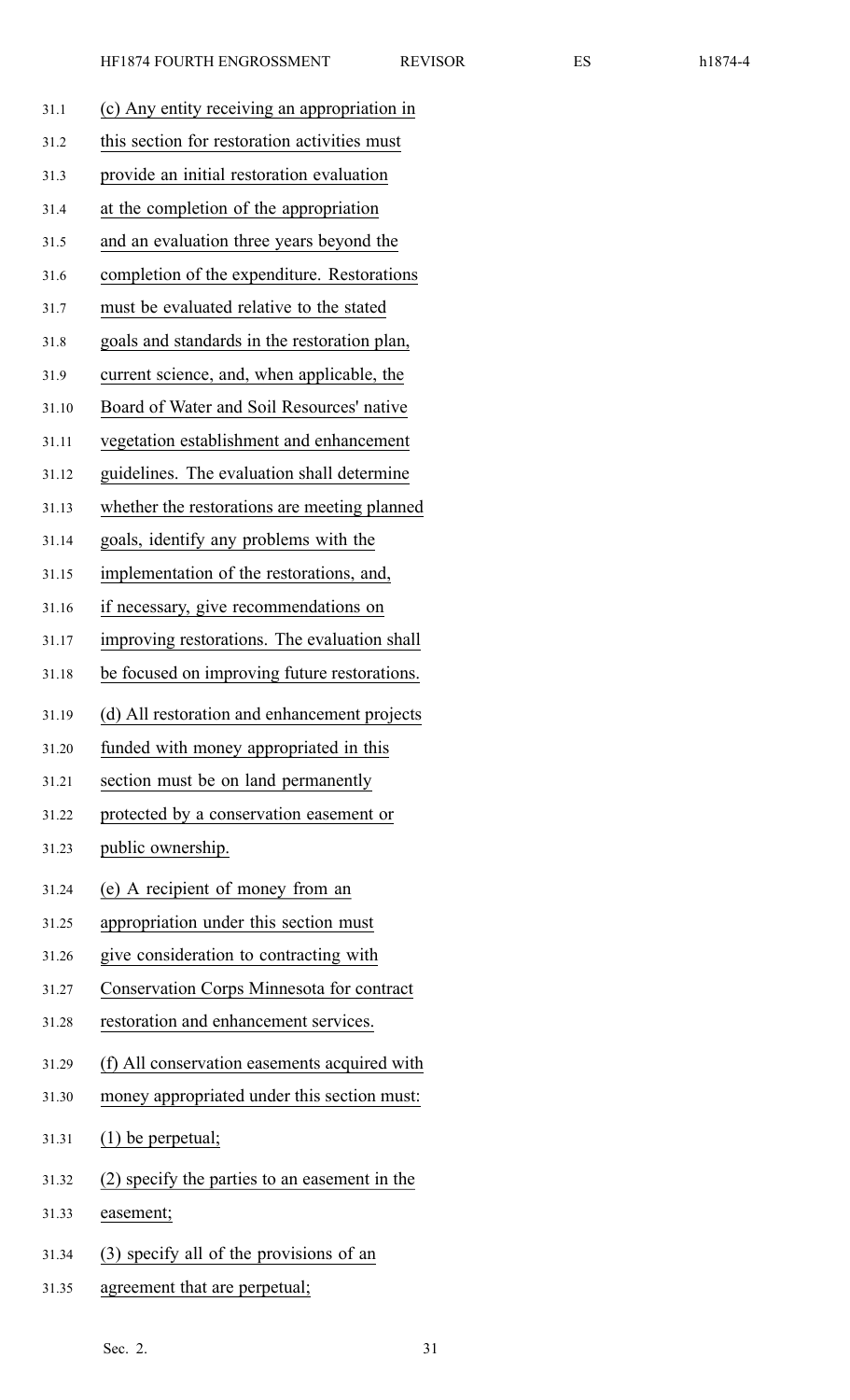(c) Any entity receiving an appropriation in this section for restoration activities must provide an initial restoration evaluation at the completion of the appropriation and an evaluation three years beyond the completion of the expenditure. Restorations must be evaluated relative to the stated goals and standards in the restoration plan, current science, and, when applicable, the Board of Water and Soil Resources' native vegetation establishment and enhancement guidelines. The evaluation shall determine whether the restorations are meeting planned goals, identify any problems with the implementation of the restorations, and, if necessary, give recommendations on improving restorations. The evaluation shall be focused on improving future restorations.

(d) All restoration and enhancement projects funded with money appropriated in this section must be on land permanently protected by a conservation easement or public ownership.

(e) A recipient of money from an appropriation under this section must give consideration to contracting with Conservation Corps Minnesota for contract restoration and enhancement services.

(f) All conservation easements acquired with money appropriated under this section must:

(1) be perpetual;

(2) specify the parties to an easement in the easement;

(3) specify all of the provisions of an agreement that are perpetual;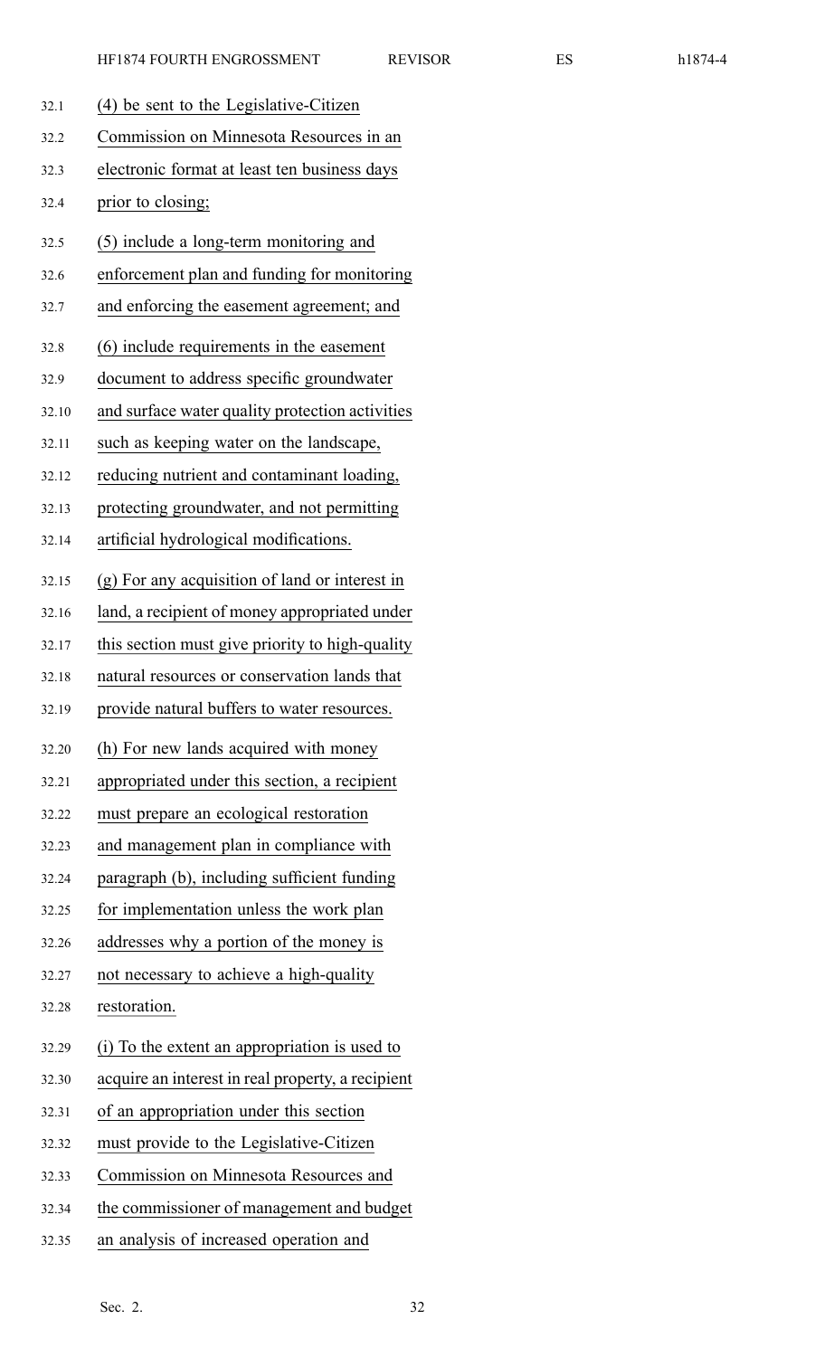(4) be sent to the Legislative-Citizen Commission on Minnesota Resources in an electronic format at least ten business days prior to closing;

(5) include a long-term monitoring and enforcement plan and funding for monitoring and enforcing the easement agreement; and

(6) include requirements in the easement document to address specific groundwater and surface water quality protection activities such as keeping water on the landscape, reducing nutrient and contaminant loading, protecting groundwater, and not permitting artificial hydrological modifications.

(g) For any acquisition of land or interest in land, a recipient of money appropriated under this section must give priority to high-quality natural resources or conservation lands that provide natural buffers to water resources.

(h) For new lands acquired with money appropriated under this section, a recipient must prepare an ecological restoration and management plan in compliance with paragraph (b), including sufficient funding for implementation unless the work plan addresses why a portion of the money is not necessary to achieve a high-quality restoration.

(i) To the extent an appropriation is used to acquire an interest in real property, a recipient of an appropriation under this section must provide to the Legislative-Citizen Commission on Minnesota Resources and the commissioner of management and budget an analysis of increased operation and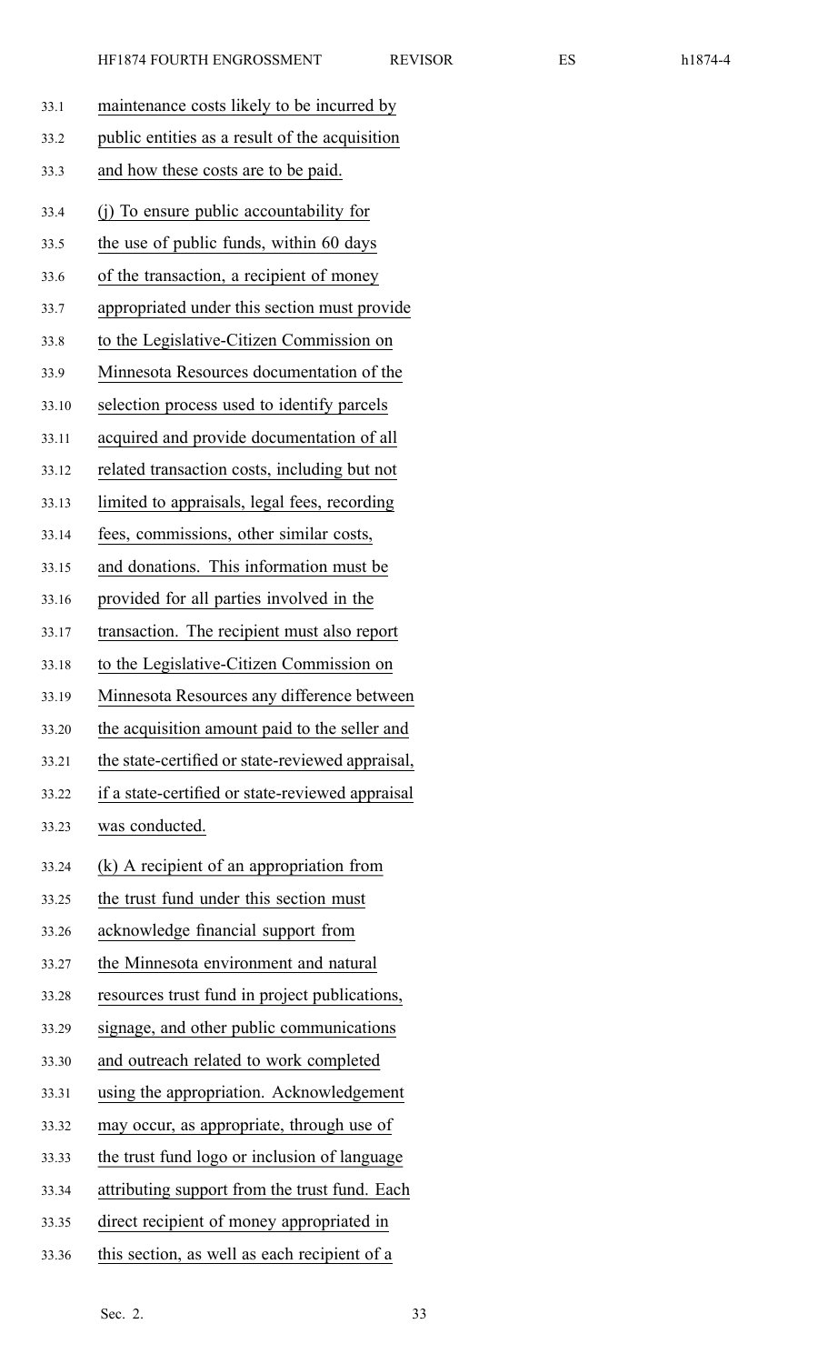maintenance costs likely to be incurred by public entities as a result of the acquisition and how these costs are to be paid.

(j) To ensure public accountability for the use of public funds, within 60 days of the transaction, a recipient of money appropriated under this section must provide to the Legislative-Citizen Commission on Minnesota Resources documentation of the selection process used to identify parcels acquired and provide documentation of all related transaction costs, including but not limited to appraisals, legal fees, recording fees, commissions, other similar costs, and donations. This information must be provided for all parties involved in the transaction. The recipient must also report to the Legislative-Citizen Commission on Minnesota Resources any difference between the acquisition amount paid to the seller and the state-certified or state-reviewed appraisal, if a state-certified or state-reviewed appraisal was conducted.

(k) A recipient of an appropriation from the trust fund under this section must acknowledge financial support from the Minnesota environment and natural resources trust fund in project publications, signage, and other public communications and outreach related to work completed using the appropriation. Acknowledgement may occur, as appropriate, through use of the trust fund logo or inclusion of language attributing support from the trust fund. Each direct recipient of money appropriated in this section, as well as each recipient of a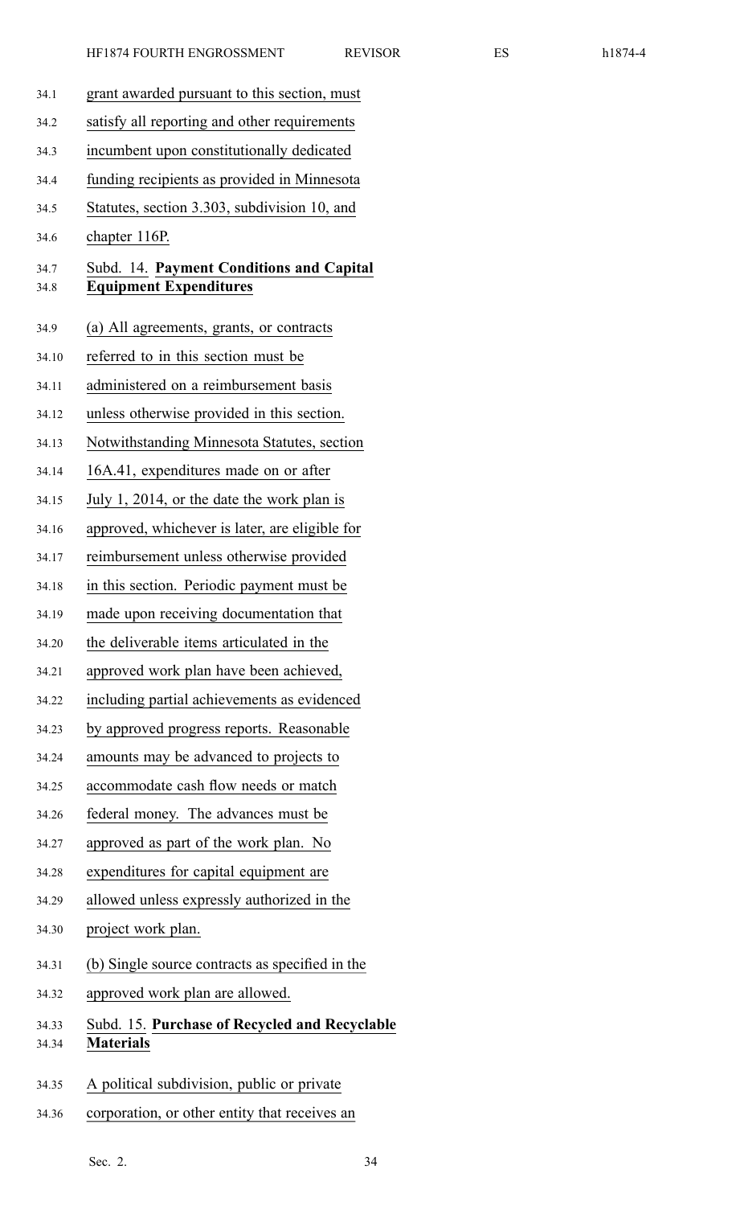grant awarded pursuant to this section, must satisfy all reporting and other requirements incumbent upon constitutionally dedicated funding recipients as provided in Minnesota Statutes, section 3.303, subdivision 10, and chapter 116P.

Subd. 14. **Payment Conditions and Capital Equipment Expenditures**

(a) All agreements, grants, or contracts referred to in this section must be administered on a reimbursement basis unless otherwise provided in this section. Notwithstanding Minnesota Statutes, section 16A.41, expenditures made on or after July 1, 2014, or the date the work plan is approved, whichever is later, are eligible for reimbursement unless otherwise provided in this section. Periodic payment must be made upon receiving documentation that the deliverable items articulated in the approved work plan have been achieved, including partial achievements as evidenced by approved progress reports. Reasonable amounts may be advanced to projects to accommodate cash flow needs or match federal money. The advances must be approved as part of the work plan. No expenditures for capital equipment are allowed unless expressly authorized in the project work plan.

(b) Single source contracts as specified in the approved work plan are allowed.

Subd. 15. **Purchase of Recycled and Recyclable Materials**

A political subdivision, public or private corporation, or other entity that receives an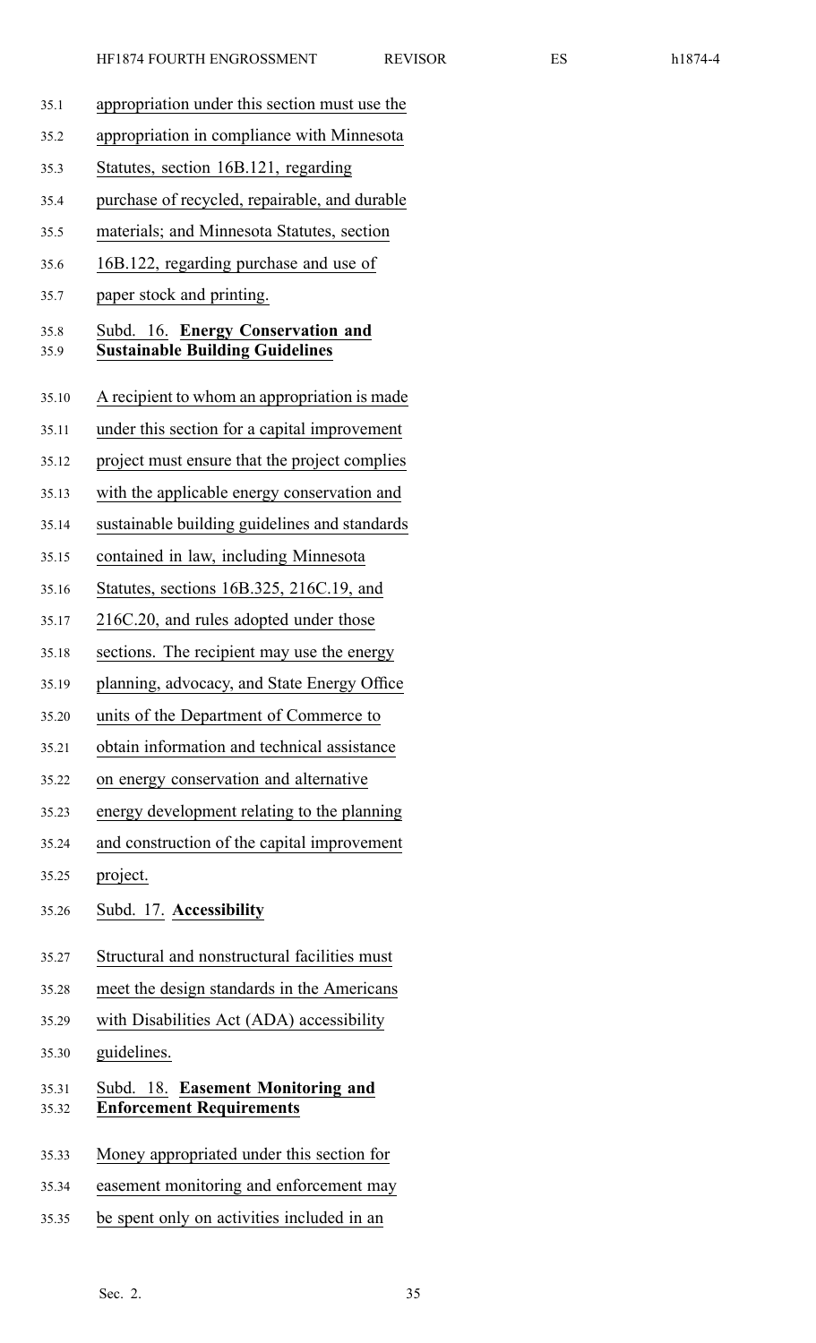appropriation under this section must use the appropriation in compliance with Minnesota Statutes, section 16B.121, regarding purchase of recycled, repairable, and durable materials; and Minnesota Statutes, section 16B.122, regarding purchase and use of paper stock and printing.

Subd. 16. **Energy Conservation and Sustainable Building Guidelines**

A recipient to whom an appropriation is made under this section for a capital improvement project must ensure that the project complies with the applicable energy conservation and sustainable building guidelines and standards contained in law, including Minnesota Statutes, sections 16B.325, 216C.19, and 216C.20, and rules adopted under those sections. The recipient may use the energy planning, advocacy, and State Energy Office units of the Department of Commerce to obtain information and technical assistance on energy conservation and alternative energy development relating to the planning and construction of the capital improvement project.

Subd. 17. **Accessibility**

Structural and nonstructural facilities must meet the design standards in the Americans with Disabilities Act (ADA) accessibility guidelines.

Subd. 18. **Easement Monitoring and Enforcement Requirements**

Money appropriated under this section for easement monitoring and enforcement may be spent only on activities included in an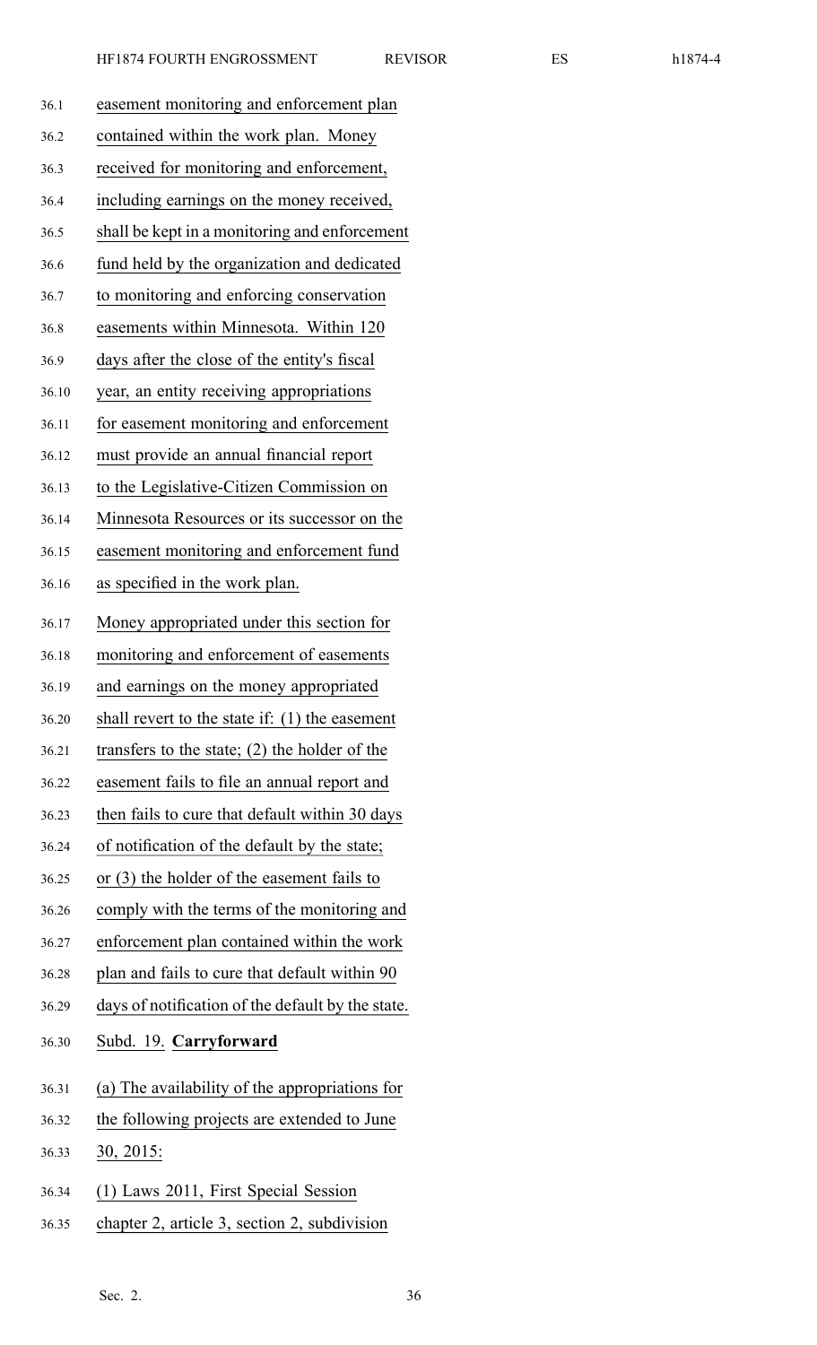easement monitoring and enforcement plan contained within the work plan. Money received for monitoring and enforcement, including earnings on the money received, shall be kept in a monitoring and enforcement fund held by the organization and dedicated to monitoring and enforcing conservation easements within Minnesota. Within 120 days after the close of the entity's fiscal year, an entity receiving appropriations for easement monitoring and enforcement must provide an annual financial report to the Legislative-Citizen Commission on Minnesota Resources or its successor on the easement monitoring and enforcement fund as specified in the work plan.

Money appropriated under this section for monitoring and enforcement of easements and earnings on the money appropriated shall revert to the state if: (1) the easement transfers to the state; (2) the holder of the easement fails to file an annual report and then fails to cure that default within 30 days of notification of the default by the state; or (3) the holder of the easement fails to comply with the terms of the monitoring and enforcement plan contained within the work plan and fails to cure that default within 90 days of notification of the default by the state.

Subd. 19. **Carryforward**

(a) The availability of the appropriations for the following projects are extended to June 30, 2015:

(1) Laws 2011, First Special Session chapter 2, article 3, section 2, subdivision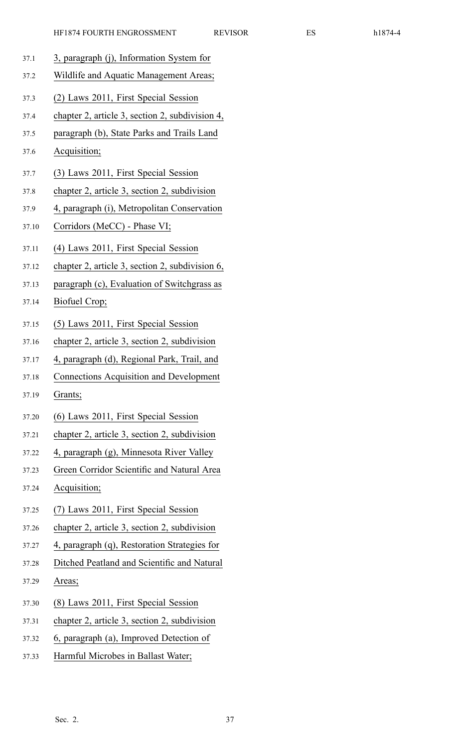3, paragraph (j), Information System for Wildlife and Aquatic Management Areas;

(2) Laws 2011, First Special Session chapter 2, article 3, section 2, subdivision 4, paragraph (b), State Parks and Trails Land Acquisition;

(3) Laws 2011, First Special Session chapter 2, article 3, section 2, subdivision 4, paragraph (i), Metropolitan Conservation Corridors (MeCC) - Phase VI;

(4) Laws 2011, First Special Session chapter 2, article 3, section 2, subdivision 6, paragraph (c), Evaluation of Switchgrass as Biofuel Crop;

(5) Laws 2011, First Special Session chapter 2, article 3, section 2, subdivision 4, paragraph (d), Regional Park, Trail, and Connections Acquisition and Development Grants;

(6) Laws 2011, First Special Session chapter 2, article 3, section 2, subdivision 4, paragraph (g), Minnesota River Valley Green Corridor Scientific and Natural Area Acquisition;

(7) Laws 2011, First Special Session chapter 2, article 3, section 2, subdivision 4, paragraph (q), Restoration Strategies for Ditched Peatland and Scientific and Natural Areas;

(8) Laws 2011, First Special Session chapter 2, article 3, section 2, subdivision 6, paragraph (a), Improved Detection of Harmful Microbes in Ballast Water;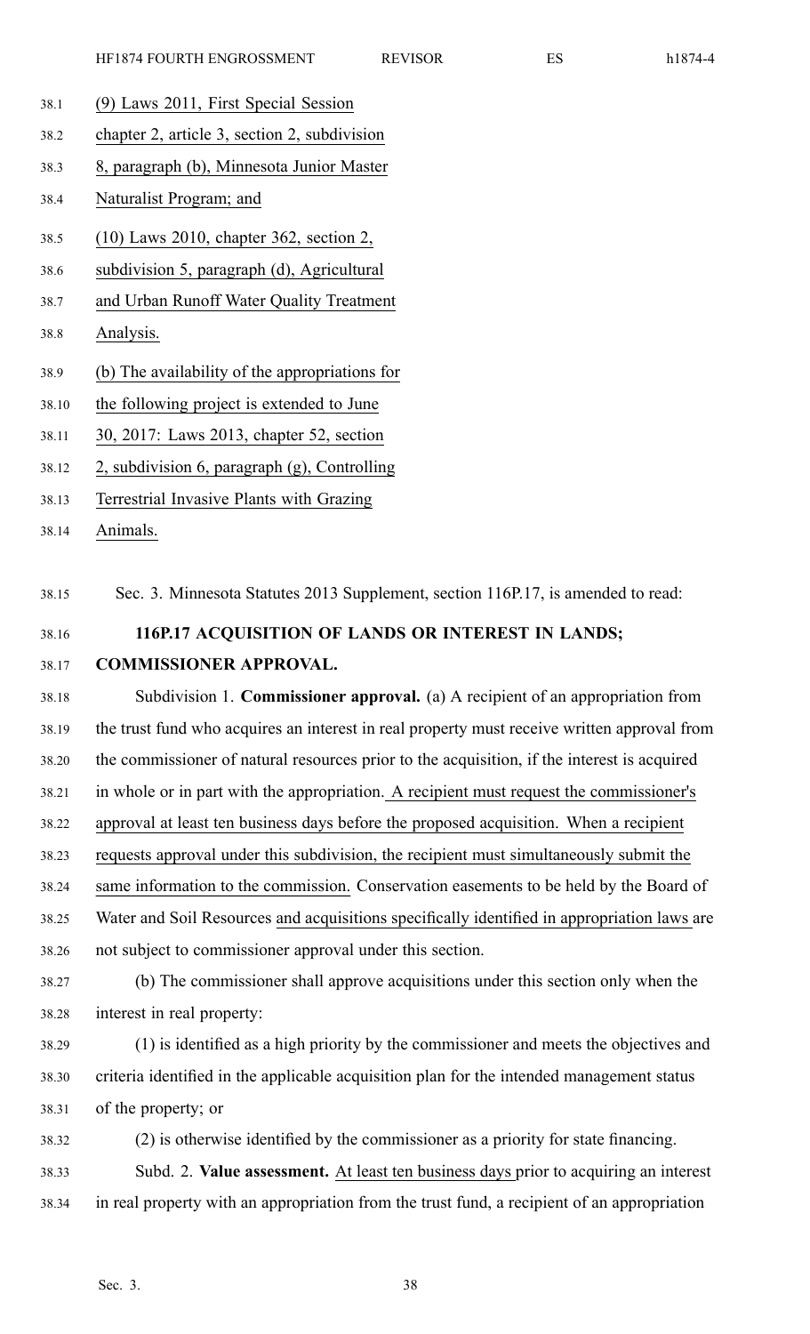(9) Laws 2011, First Special Session chapter 2, article 3, section 2, subdivision 8, paragraph (b), Minnesota Junior Master Naturalist Program; and

(10) Laws 2010, chapter 362, section 2, subdivision 5, paragraph (d), Agricultural and Urban Runoff Water Quality Treatment Analysis.

(b) The availability of the appropriations for the following project is extended to June 30, 2017: Laws 2013, chapter 52, section 2, subdivision 6, paragraph (g), Controlling Terrestrial Invasive Plants with Grazing Animals.

Sec. 3. Minnesota Statutes 2013 Supplement, section 116P.17, is amended to read:

**116P.17 ACQUISITION OF LANDS OR INTEREST IN LANDS; COMMISSIONER APPROVAL.**

Subdivision 1. **Commissioner approval.** (a) A recipient of an appropriation from the trust fund who acquires an interest in real property must receive written approval from the commissioner of natural resources prior to the acquisition, if the interest is acquired in whole or in part with the appropriation. A recipient must request the commissioner's approval at least ten business days before the proposed acquisition. When a recipient requests approval under this subdivision, the recipient must simultaneously submit the same information to the commission. Conservation easements to be held by the Board of Water and Soil Resources and acquisitions specifically identified in appropriation laws are not subject to commissioner approval under this section.

(b) The commissioner shall approve acquisitions under this section only when the interest in real property:

(1) is identified as a high priority by the commissioner and meets the objectives and criteria identified in the applicable acquisition plan for the intended management status of the property; or

(2) is otherwise identified by the commissioner as a priority for state financing.

Subd. 2. **Value assessment.** At least ten business days prior to acquiring an interest in real property with an appropriation from the trust fund, a recipient of an appropriation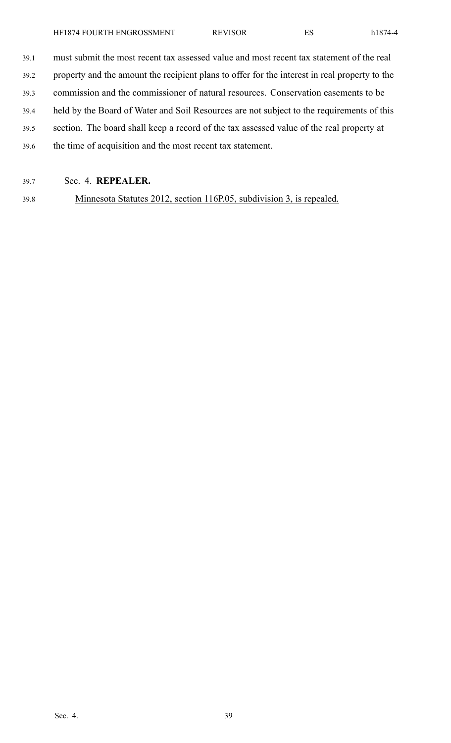must submit the most recent tax assessed value and most recent tax statement of the real property and the amount the recipient plans to offer for the interest in real property to the commission and the commissioner of natural resources. Conservation easements to be held by the Board of Water and Soil Resources are not subject to the requirements of this section. The board shall keep a record of the tax assessed value of the real property at the time of acquisition and the most recent tax statement.

Sec. 4. **REPEALER.**

Minnesota Statutes 2012, section 116P.05, subdivision 3, is repealed.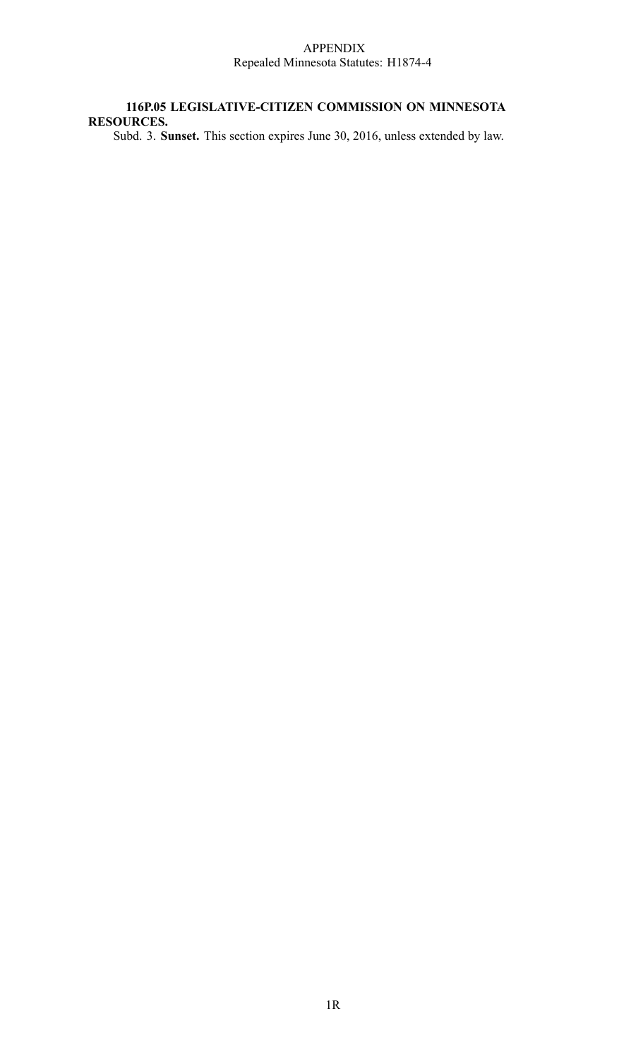APPENDIX
Repealed Minnesota Statutes: H1874-4

**116P.05 LEGISLATIVE-CITIZEN COMMISSION ON MINNESOTA RESOURCES.**

Subd. 3. **Sunset.** This section expires June 30, 2016, unless extended by law.